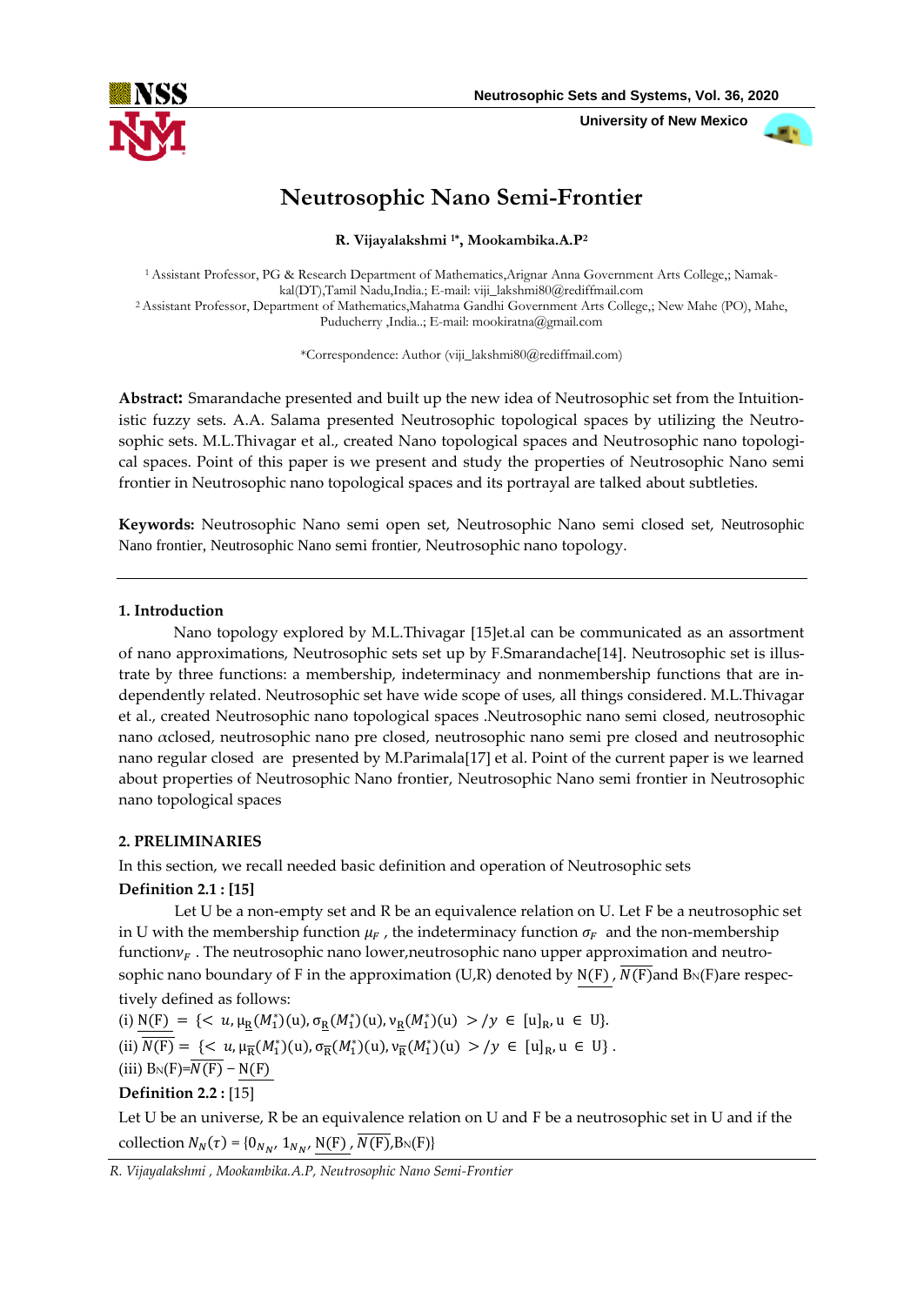# Neutrosophic Nano Semi-Frontier

**R. Vijayalakshmi [1*], Mookambika.A.P[2]**

[1] Assistant Professor, PG & Research Department of Mathematics,Arignar Anna Government Arts College,; Namakkal(DT),Tamil Nadu,India.; E-mail: viji_lakshmi80@rediffmail.com
[2] Assistant Professor, Department of Mathematics,Mahatma Gandhi Government Arts College,; New Mahe (PO), Mahe, Puducherry ,India..; E-mail: mookiratna@gmail.com

*Correspondence: Author (viji_lakshmi80@rediffmail.com)

**Abstract:** Smarandache presented and built up the new idea of Neutrosophic set from the Intuitionistic fuzzy sets. A.A. Salama presented Neutrosophic topological spaces by utilizing the Neutrosophic sets. M.L.Thivagar et al., created Nano topological spaces and Neutrosophic nano topological spaces. Point of this paper is we present and study the properties of Neutrosophic Nano semi frontier in Neutrosophic nano topological spaces and its portrayal are talked about subtleties.

**Keywords:** Neutrosophic Nano semi open set, Neutrosophic Nano semi closed set, Neutrosophic Nano frontier, Neutrosophic Nano semi frontier, Neutrosophic nano topology.

## 1. Introduction

Nano topology explored by M.L.Thivagar [15]et.al can be communicated as an assortment of nano approximations, Neutrosophic sets set up by F.Smarandache[14]. Neutrosophic set is illustrate by three functions: a membership, indeterminacy and nonmembership functions that are independently related. Neutrosophic set have wide scope of uses, all things considered. M.L.Thivagar et al., created Neutrosophic nano topological spaces .Neutrosophic nano semi closed, neutrosophic nano $\alpha$closed, neutrosophic nano pre closed, neutrosophic nano semi pre closed and neutrosophic nano regular closed are presented by M.Parimala[17] et al. Point of the current paper is we learned about properties of Neutrosophic Nano frontier, Neutrosophic Nano semi frontier in Neutrosophic nano topological spaces

## 2. PRELIMINARIES

In this section, we recall needed basic definition and operation of Neutrosophic sets

**Definition 2.1 : [15]**

Let U be a non-empty set and R be an equivalence relation on U. Let F be a neutrosophic set in U with the membership function $\mu_F$ , the indeterminacy function $\sigma_F$ and the non-membership function$\nu_F$ . The neutrosophic nano lower,neutrosophic nano upper approximation and neutrosophic nano boundary of F in the approximation (U,R) denoted by $\underline{N(F)}$ , $\overline{N(F)}$and $B_N(F)$are respectively defined as follows:

(i) $\underline{N(F)} = \{< u, \mu_{\underline{R}}(M_1^*)(u), \sigma_{\underline{R}}(M_1^*)(u), \nu_{\underline{R}}(M_1^*)(u) > / y \in [u]_R, u \in U\}$.

(ii) $\overline{N(F)} = \{< u, \mu_{\overline{R}}(M_1^*)(u), \sigma_{\overline{R}}(M_1^*)(u), \nu_{\overline{R}}(M_1^*)(u) > / y \in [u]_R, u \in U\}$ .

(iii) $B_N(F)=\overline{N(F)} - \underline{N(F)}$

**Definition 2.2 :** [15]

Let U be an universe, R be an equivalence relation on U and F be a neutrosophic set in U and if the collection $N_N(\tau) = \{0_{N_N}, 1_{N_N}, \underline{N(F)}, \overline{N(F)}, B_N(F)\}$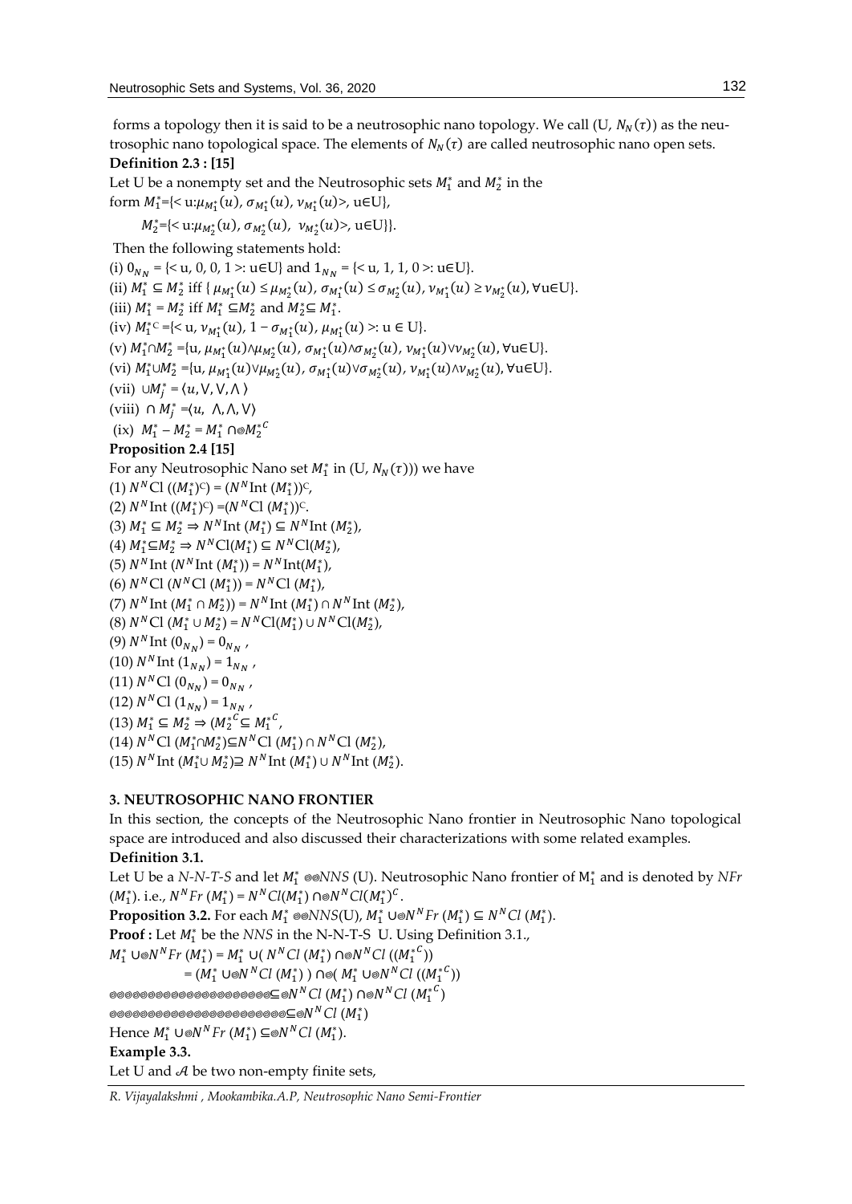forms a topology then it is said to be a neutrosophic nano topology. We call (U, $N_N(\tau)$) as the neutrosophic nano topological space. The elements of $N_N(\tau)$ are called neutrosophic nano open sets.

**Definition 2.3 : [15]**

Let U be a nonempty set and the Neutrosophic sets $M_1^*$ and $M_2^*$ in the form $M_1^*$={< u:$\mu_{M_1^*}(u)$, $\sigma_{M_1^*}(u)$, $\nu_{M_1^*}(u)$>, u∈U},

$M_2^*$={< u:$\mu_{M_2^*}(u)$, $\sigma_{M_2^*}(u)$, $\nu_{M_2^*}(u)$>, u∈U}}.

Then the following statements hold:

(i) $0_{N_N}$ = {< u, 0, 0, 1 >: u∈U} and $1_{N_N}$ = {< u, 1, 1, 0 >: u∈U}.

(ii) $M_1^* \subseteq M_2^*$ iff { $\mu_{M_1^*}(u) \leq \mu_{M_2^*}(u)$, $\sigma_{M_1^*}(u) \leq \sigma_{M_2^*}(u)$, $\nu_{M_1^*}(u) \geq \nu_{M_2^*}(u)$, ∀u∈U}.

(iii) $M_1^* = M_2^*$ iff $M_1^* \subseteq M_2^*$ and $M_2^* \subseteq M_1^*$.

(iv) $M_1^{*C}$ ={< u, $\nu_{M_1^*}(u)$, $1 - \sigma_{M_1^*}(u)$, $\mu_{M_1^*}(u)$ >: u ∈ U}.

(v) $M_1^* \cap M_2^*$ ={u, $\mu_{M_1^*}(u) \wedge \mu_{M_2^*}(u)$, $\sigma_{M_1^*}(u) \wedge \sigma_{M_2^*}(u)$, $\nu_{M_1^*}(u) \vee \nu_{M_2^*}(u)$, ∀u∈U}.

(vi) $M_1^* \cup M_2^*$ ={u, $\mu_{M_1^*}(u) \vee \mu_{M_2^*}(u)$, $\sigma_{M_1^*}(u) \vee \sigma_{M_2^*}(u)$, $\nu_{M_1^*}(u) \wedge \nu_{M_2^*}(u)$, ∀u∈U}.

(vii) $\cup M_j^* = \langle u, \vee, \vee, \wedge \rangle$

(viii) $\cap M_j^* = \langle u, \wedge, \wedge, \vee \rangle$

(ix) $M_1^* - M_2^* = M_1^* \cap M_2^{*C}$

**Proposition 2.4 [15]**

For any Neutrosophic Nano set $M_1^*$ in (U, $N_N(\tau)$)) we have

(1) $N^N$Cl $((M_1^*)^C)$ = $(N^N\text{Int}\,(M_1^*))^C$,

(2) $N^N$Int $((M_1^*)^C)$ =$(N^N\text{Cl}\,(M_1^*))^C$.

(3) $M_1^* \subseteq M_2^* \Rightarrow N^N\text{Int}\,(M_1^*) \subseteq N^N\text{Int}\,(M_2^*)$,

(4) $M_1^* \subseteq M_2^* \Rightarrow N^N\text{Cl}(M_1^*) \subseteq N^N\text{Cl}(M_2^*)$,

(5) $N^N\text{Int}\,(N^N\text{Int}\,(M_1^*)) = N^N\text{Int}(M_1^*)$,

(6) $N^N\text{Cl}\,(N^N\text{Cl}\,(M_1^*)) = N^N\text{Cl}\,(M_1^*)$,

(7) $N^N\text{Int}\,(M_1^* \cap M_2^*) = N^N\text{Int}\,(M_1^*) \cap N^N\text{Int}\,(M_2^*)$,

(8) $N^N\text{Cl}\,(M_1^* \cup M_2^*) = N^N\text{Cl}(M_1^*) \cup N^N\text{Cl}(M_2^*)$,

(9) $N^N\text{Int}\,(0_{N_N}) = 0_{N_N}$ ,

(10) $N^N\text{Int}\,(1_{N_N}) = 1_{N_N}$ ,

(11) $N^N\text{Cl}\,(0_{N_N}) = 0_{N_N}$ ,

(12) $N^N\text{Cl}\,(1_{N_N}) = 1_{N_N}$ ,

(13) $M_1^* \subseteq M_2^* \Rightarrow (M_2^{*C} \subseteq M_1^{*C}$,

(14) $N^N\text{Cl}\,(M_1^* \cap M_2^*) \subseteq N^N\text{Cl}\,(M_1^*) \cap N^N\text{Cl}\,(M_2^*)$,

(15) $N^N\text{Int}\,(M_1^* \cup M_2^*) \supseteq N^N\text{Int}\,(M_1^*) \cup N^N\text{Int}\,(M_2^*)$.

### 3. NEUTROSOPHIC NANO FRONTIER

In this section, the concepts of the Neutrosophic Nano frontier in Neutrosophic Nano topological space are introduced and also discussed their characterizations with some related examples.

**Definition 3.1.**

Let U be a *N-N-T-S* and let $M_1^*$ ⊚⊚*NNS* (U). Neutrosophic Nano frontier of $M_1^*$ and is denoted by *NFr* $(M_1^*)$. i.e., $N^N Fr\,(M_1^*) = N^N Cl(M_1^*) \cap N^N Cl(M_1^*)^C$.

**Proposition 3.2.** For each $M_1^*$ ⊚⊚*NNS*(U), $M_1^* \cup N^N Fr\,(M_1^*) \subseteq N^N Cl\,(M_1^*)$.

**Proof :** Let $M_1^*$ be the *NNS* in the N-N-T-S U. Using Definition 3.1.,

$M_1^* \cup N^N Fr\,(M_1^*) = M_1^* \cup (\,N^N Cl\,(M_1^*) \cap N^N Cl\,((M_1^{*C}))$

$= (M_1^* \cup N^N Cl\,(M_1^*)\,) \cap (\,M_1^* \cup N^N Cl\,((M_1^{*C}))$

$\subseteq N^N Cl\,(M_1^*) \cap N^N Cl\,(M_1^{*C})$

$\subseteq N^N Cl\,(M_1^*)$

Hence $M_1^* \cup N^N Fr\,(M_1^*) \subseteq N^N Cl\,(M_1^*)$.

**Example 3.3.**

Let U and $\mathcal{A}$ be two non-empty finite sets,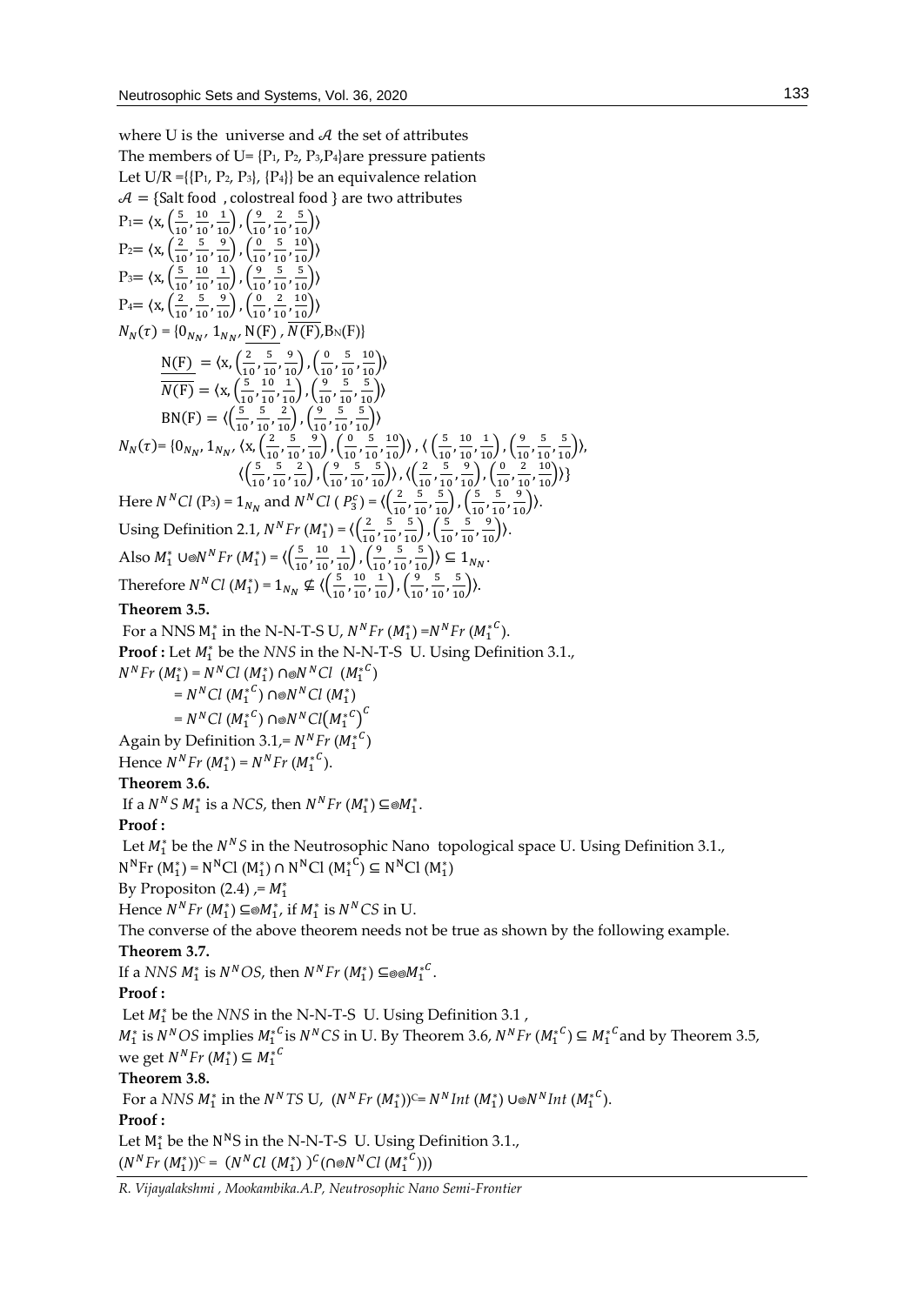where U is the universe and $\mathcal{A}$ the set of attributes

The members of U= {$P_1$, $P_2$, $P_3$,$P_4$}are pressure patients

Let U/R ={{$P_1$, $P_2$, $P_3$}, {$P_4$}} be an equivalence relation

$\mathcal{A}$ = {Salt food , colostreal food } are two attributes

$P_1 = \langle x, \left(\frac{5}{10}, \frac{10}{10}, \frac{1}{10}\right), \left(\frac{9}{10}, \frac{2}{10}, \frac{5}{10}\right)\rangle$

$P_2 = \langle x, \left(\frac{2}{10}, \frac{5}{10}, \frac{9}{10}\right), \left(\frac{0}{10}, \frac{5}{10}, \frac{10}{10}\right)\rangle$

$P_3 = \langle x, \left(\frac{5}{10}, \frac{10}{10}, \frac{1}{10}\right), \left(\frac{9}{10}, \frac{5}{10}, \frac{5}{10}\right)\rangle$

$P_4 = \langle x, \left(\frac{2}{10}, \frac{5}{10}, \frac{9}{10}\right), \left(\frac{0}{10}, \frac{2}{10}, \frac{10}{10}\right)\rangle$

$N_N(\tau) = \{0_{N_N}, 1_{N_N}, \underline{N(F)}, \overline{N(F)}, B_N(F)\}$

$$\underline{N(F)} = \langle x, \left(\frac{2}{10}, \frac{5}{10}, \frac{9}{10}\right), \left(\frac{0}{10}, \frac{5}{10}, \frac{10}{10}\right)\rangle$$

$$\overline{N(F)} = \langle x, \left(\frac{5}{10}, \frac{10}{10}, \frac{1}{10}\right), \left(\frac{9}{10}, \frac{5}{10}, \frac{5}{10}\right)\rangle$$

$$BN(F) = \langle \left(\frac{5}{10}, \frac{5}{10}, \frac{2}{10}\right), \left(\frac{9}{10}, \frac{5}{10}, \frac{5}{10}\right)\rangle$$

$$N_N(\tau) = \{0_{N_N}, 1_{N_N}, \langle x, \left(\frac{2}{10}, \frac{5}{10}, \frac{9}{10}\right), \left(\frac{0}{10}, \frac{5}{10}, \frac{10}{10}\right)\rangle, \langle \left(\frac{5}{10}, \frac{10}{10}, \frac{1}{10}\right), \left(\frac{9}{10}, \frac{5}{10}, \frac{5}{10}\right)\rangle, \langle \left(\frac{5}{10}, \frac{5}{10}, \frac{2}{10}\right), \left(\frac{9}{10}, \frac{5}{10}, \frac{5}{10}\right)\rangle, \langle \left(\frac{2}{10}, \frac{5}{10}, \frac{9}{10}\right), \left(\frac{0}{10}, \frac{2}{10}, \frac{10}{10}\right)\rangle\}$$

Here $N^N Cl$ ($P_3$) = $1_{N_N}$ and $N^N Cl$ ( $P_3^c$) = $\langle \left(\frac{2}{10}, \frac{5}{10}, \frac{5}{10}\right), \left(\frac{5}{10}, \frac{5}{10}, \frac{9}{10}\right)\rangle$.

Using Definition 2.1, $N^N Fr$ $(M_1^*)$ = $\langle \left(\frac{2}{10}, \frac{5}{10}, \frac{5}{10}\right), \left(\frac{5}{10}, \frac{5}{10}, \frac{9}{10}\right)\rangle$.

Also $M_1^* \cup_{\circledcirc} N^N Fr$ $(M_1^*)$ = $\langle \left(\frac{5}{10}, \frac{10}{10}, \frac{1}{10}\right), \left(\frac{9}{10}, \frac{5}{10}, \frac{5}{10}\right)\rangle \subseteq 1_{N_N}$.

Therefore $N^N Cl$ $(M_1^*)$ = $1_{N_N} \nsubseteq \langle \left(\frac{5}{10}, \frac{10}{10}, \frac{1}{10}\right), \left(\frac{9}{10}, \frac{5}{10}, \frac{5}{10}\right)\rangle$.

**Theorem 3.5.**

For a NNS $M_1^*$ in the N-N-T-S U, $N^N Fr$ $(M_1^*)$ =$N^N Fr$ $({M_1^*}^C)$.

**Proof :** Let $M_1^*$ be the *NNS* in the N-N-T-S U. Using Definition 3.1.,

$N^N Fr$ $(M_1^*)$ = $N^N Cl$ $(M_1^*)$ $\cap_{\circledcirc} N^N Cl$ $({M_1^*}^C)$

= $N^N Cl$ $({M_1^*}^C)$ $\cap_{\circledcirc} N^N Cl$ $(M_1^*)$

= $N^N Cl$ $({M_1^*}^C)$ $\cap_{\circledcirc} N^N Cl\left({M_1^*}^C\right)^C$

Again by Definition 3.1,= $N^N Fr$ $({M_1^*}^C)$

Hence $N^N Fr$ $(M_1^*)$ = $N^N Fr$ $({M_1^*}^C)$.

**Theorem 3.6.**

If a $N^N S$ $M_1^*$ is a *NCS*, then $N^N Fr$ $(M_1^*) \subseteq_{\circledcirc} M_1^*$.

**Proof :**

Let $M_1^*$ be the $N^N S$ in the Neutrosophic Nano topological space U. Using Definition 3.1.,

$N^N Fr$ $(M_1^*)$ = $N^N Cl$ $(M_1^*)$ $\cap$ $N^N Cl$ $({M_1^*}^C)$ $\subseteq$ $N^N Cl$ $(M_1^*)$

By Propositon (2.4) ,= $M_1^*$

Hence $N^N Fr$ $(M_1^*) \subseteq_{\circledcirc} M_1^*$, if $M_1^*$ is $N^N CS$ in U.

The converse of the above theorem needs not be true as shown by the following example.

**Theorem 3.7.**

If a *NNS* $M_1^*$ is $N^N OS$, then $N^N Fr$ $(M_1^*) \subseteq_{\circledcirc\circledcirc} {M_1^*}^C$.

**Proof :**

Let $M_1^*$ be the *NNS* in the N-N-T-S U. Using Definition 3.1 ,

$M_1^*$ is $N^N OS$ implies ${M_1^*}^C$is $N^N CS$ in U. By Theorem 3.6, $N^N Fr$ $({M_1^*}^C) \subseteq {M_1^*}^C$and by Theorem 3.5, we get $N^N Fr$ $(M_1^*) \subseteq {M_1^*}^C$

**Theorem 3.8.**

For a *NNS* $M_1^*$ in the $N^N TS$ U, $(N^N Fr$ $(M_1^*))^C$= $N^N Int$ $(M_1^*)$ $\cup_{\circledcirc} N^N Int$ $({M_1^*}^C)$.

**Proof :**

Let $M_1^*$ be the $N^N S$ in the N-N-T-S U. Using Definition 3.1.,

$(N^N Fr$ $(M_1^*))^C$ = $(N^N Cl$ $(M_1^*)$ $)^C(\cap_{\circledcirc} N^N Cl$ $({M_1^*}^C)))$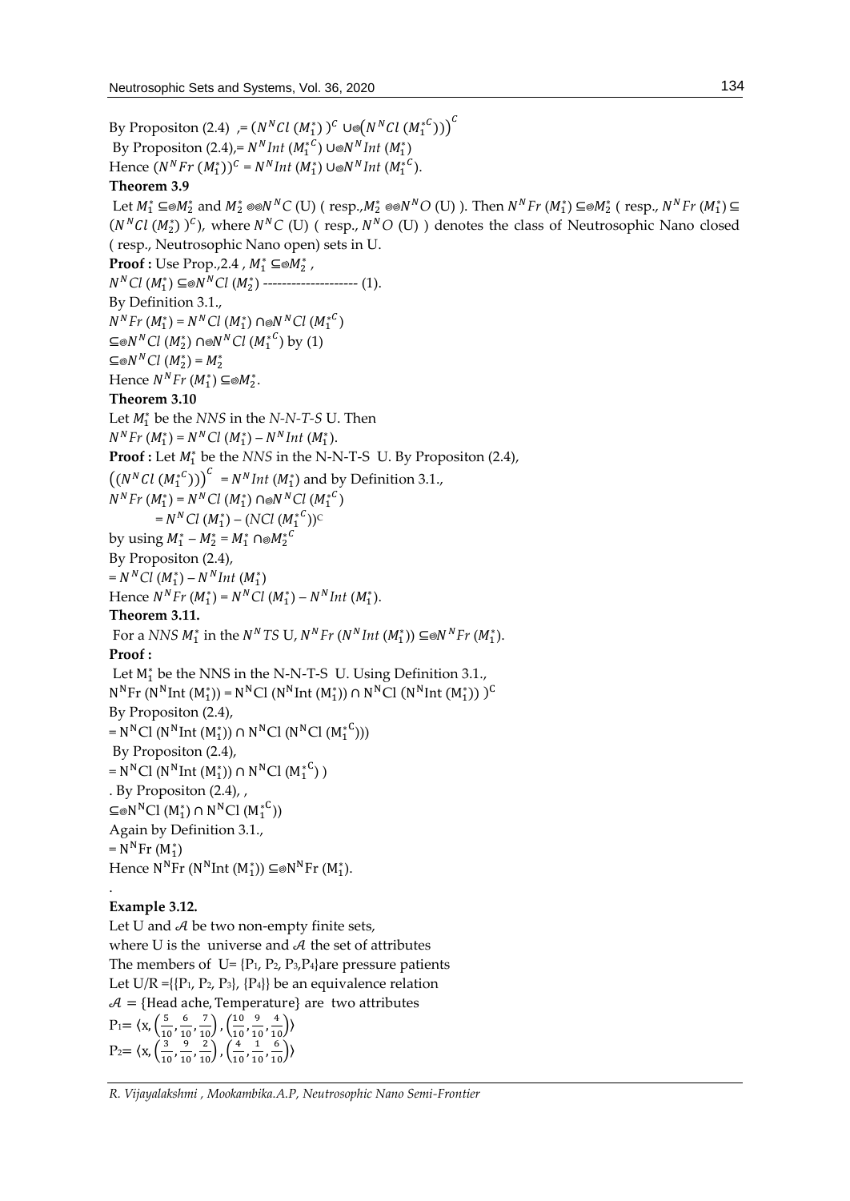By Propositon (2.4) ,= $(N^N Cl\,(M_1^*))^C \cup_{\circledcirc} (N^N Cl\,(M_1^{*C})))^C$

By Propositon (2.4),= $N^N Int\,(M_1^{*C}) \cup_{\circledcirc} N^N Int\,(M_1^*)$

Hence $(N^N Fr\,(M_1^*))^C = N^N Int\,(M_1^*) \cup_{\circledcirc} N^N Int\,(M_1^{*C})$.

**Theorem 3.9**

Let $M_1^* \subseteq_{\circledcirc} M_2^*$ and $M_2^* \circledcirc\circledcirc N^N C$ (U) ( resp.,$M_2^* \circledcirc\circledcirc N^N O$ (U) ). Then $N^N Fr\,(M_1^*) \subseteq_{\circledcirc} M_2^*$ ( resp., $N^N Fr\,(M_1^*) \subseteq (N^N Cl\,(M_2^*)\,)^C$), where $N^N C$ (U) ( resp., $N^N O$ (U) ) denotes the class of Neutrosophic Nano closed ( resp., Neutrosophic Nano open) sets in U.

**Proof :** Use Prop.,2.4 , $M_1^* \subseteq_{\circledcirc} M_2^*$ ,

$N^N Cl\,(M_1^*) \subseteq_{\circledcirc} N^N Cl\,(M_2^*)$ -------------------- (1).

By Definition 3.1.,

$N^N Fr\,(M_1^*) = N^N Cl\,(M_1^*) \cap_{\circledcirc} N^N Cl\,(M_1^{*C})$

$\subseteq_{\circledcirc} N^N Cl\,(M_2^*) \cap_{\circledcirc} N^N Cl\,(M_1^{*C})$ by (1)

$\subseteq_{\circledcirc} N^N Cl\,(M_2^*) = M_2^*$

Hence $N^N Fr\,(M_1^*) \subseteq_{\circledcirc} M_2^*$.

**Theorem 3.10**

Let $M_1^*$ be the *NNS* in the *N-N-T-S* U. Then

$N^N Fr\,(M_1^*) = N^N Cl\,(M_1^*) - N^N Int\,(M_1^*)$.

**Proof :** Let $M_1^*$ be the *NNS* in the N-N-T-S U. By Propositon (2.4),

$\left((N^N Cl\,(M_1^{*C}))\right)^C = N^N Int\,(M_1^*)$ and by Definition 3.1.,

$N^N Fr\,(M_1^*) = N^N Cl\,(M_1^*) \cap_{\circledcirc} N^N Cl\,(M_1^{*C})$

$\quad = N^N Cl\,(M_1^*) - (NCl\,(M_1^{*C}))^C$

by using $M_1^* - M_2^* = M_1^* \cap_{\circledcirc} M_2^{*C}$

By Propositon (2.4),

$= N^N Cl\,(M_1^*) - N^N Int\,(M_1^*)$

Hence $N^N Fr\,(M_1^*) = N^N Cl\,(M_1^*) - N^N Int\,(M_1^*)$.

**Theorem 3.11.**

For a *NNS* $M_1^*$ in the $N^N TS$ U, $N^N Fr\,(N^N Int\,(M_1^*)) \subseteq_{\circledcirc} N^N Fr\,(M_1^*)$.

**Proof :**

Let $M_1^*$ be the NNS in the N-N-T-S U. Using Definition 3.1.,

$N^N Fr\,(N^N Int\,(M_1^*)) = N^N Cl\,(N^N Int\,(M_1^*)) \cap N^N Cl\,(N^N Int\,(M_1^*))\,)^C$

By Propositon (2.4),

$= N^N Cl\,(N^N Int\,(M_1^*)) \cap N^N Cl\,(N^N Cl\,(M_1^{*C})))$

By Propositon (2.4),

$= N^N Cl\,(N^N Int\,(M_1^*)) \cap N^N Cl\,(M_1^{*C})\,)$

. By Propositon (2.4), ,

$\subseteq_{\circledcirc} N^N Cl\,(M_1^*) \cap N^N Cl\,(M_1^{*C}))$

Again by Definition 3.1.,

$= N^N Fr\,(M_1^*)$

Hence $N^N Fr\,(N^N Int\,(M_1^*)) \subseteq_{\circledcirc} N^N Fr\,(M_1^*)$.

.

**Example 3.12.**

Let U and $\mathcal{A}$ be two non-empty finite sets,

where U is the universe and $\mathcal{A}$ the set of attributes

The members of U= {$P_1$, $P_2$, $P_3$,$P_4$}are pressure patients

Let U/R ={{$P_1$, $P_2$, $P_3$}, {$P_4$}} be an equivalence relation

$\mathcal{A}$ = {Head ache, Temperature} are two attributes

$P_1 = \langle x, \left(\frac{5}{10}, \frac{6}{10}, \frac{7}{10}\right), \left(\frac{10}{10}, \frac{9}{10}, \frac{4}{10}\right)\rangle$

$P_2 = \langle x, \left(\frac{3}{10}, \frac{9}{10}, \frac{2}{10}\right), \left(\frac{4}{10}, \frac{1}{10}, \frac{6}{10}\right)\rangle$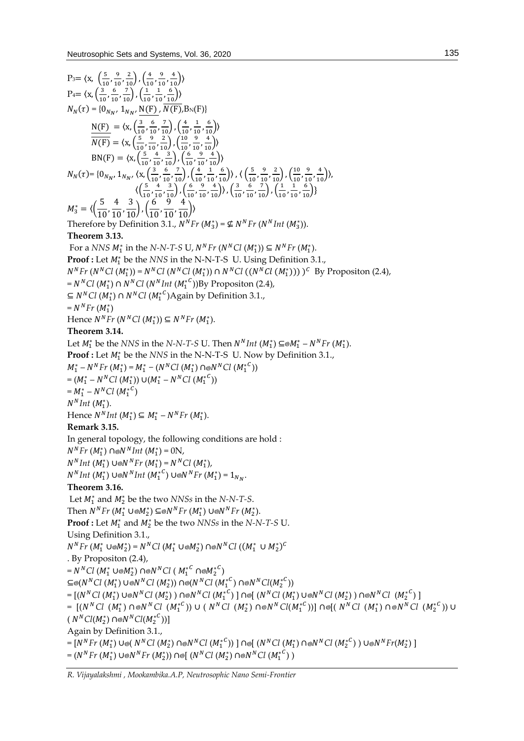$P_3 = \langle x, \left(\frac{5}{10}, \frac{9}{10}, \frac{2}{10}\right), \left(\frac{4}{10}, \frac{9}{10}, \frac{4}{10}\right)\rangle$

$P_4 = \langle x, \left(\frac{3}{10}, \frac{6}{10}, \frac{7}{10}\right), \left(\frac{1}{10}, \frac{1}{10}, \frac{6}{10}\right)\rangle$

$N_N(\tau) = \{0_{N_N}, 1_{N_N}, \underline{N(F)}, \overline{N(F)}, B_N(F)\}$

$\underline{N(F)} = \langle x, \left(\frac{3}{10}, \frac{6}{10}, \frac{7}{10}\right), \left(\frac{4}{10}, \frac{1}{10}, \frac{6}{10}\right)\rangle$

$\overline{N(F)} = \langle x, \left(\frac{5}{10}, \frac{9}{10}, \frac{2}{10}\right), \left(\frac{10}{10}, \frac{9}{10}, \frac{4}{10}\right)\rangle$

$BN(F) = \langle x, \left(\frac{5}{10}, \frac{4}{10}, \frac{3}{10}\right), \left(\frac{6}{10}, \frac{9}{10}, \frac{4}{10}\right)\rangle$

$N_N(\tau) = \{0_{N_N}, 1_{N_N}, \langle x, \left(\frac{3}{10}, \frac{6}{10}, \frac{7}{10}\right), \left(\frac{4}{10}, \frac{1}{10}, \frac{6}{10}\right)\rangle, \langle \left(\frac{5}{10}, \frac{9}{10}, \frac{2}{10}\right), \left(\frac{10}{10}, \frac{9}{10}, \frac{4}{10}\right)\rangle, \langle\left(\frac{5}{10}, \frac{4}{10}, \frac{3}{10}\right), \left(\frac{6}{10}, \frac{9}{10}, \frac{4}{10}\right)\rangle, \left(\frac{3}{10}, \frac{6}{10}, \frac{7}{10}\right), \left(\frac{1}{10}, \frac{1}{10}, \frac{6}{10}\right)\}$

$M_3^* = \langle\left(\frac{5}{10}, \frac{4}{10}, \frac{3}{10}\right), \left(\frac{6}{10}, \frac{9}{10}, \frac{4}{10}\right)\rangle$

Therefore by Definition 3.1., $N^N Fr\,(M_3^*) = \nsubseteq N^N Fr\,(N^N Int\,(M_3^*))$.

**Theorem 3.13.**

For a *NNS* $M_1^*$ in the *N-N-T-S* U, $N^N Fr\,(N^N Cl\,(M_1^*)) \subseteq N^N Fr\,(M_1^*)$.

**Proof :** Let $M_1^*$ be the *NNS* in the N-N-T-S U. Using Definition 3.1.,

$N^N Fr\,(N^N Cl\,(M_1^*)) = N^N Cl\,(N^N Cl\,(M_1^*)) \cap N^N Cl\,((N^N Cl\,(M_1^*)))\,)^C$ By Propositon (2.4),

$= N^N Cl\,(M_1^*) \cap N^N Cl\,(N^N Int\,(M_1^{*C}))$By Propositon (2.4),

$\subseteq N^N Cl\,(M_1^*) \cap N^N Cl\,(M_1^{*C})$Again by Definition 3.1.,

$= N^N Fr\,(M_1^*)$

Hence $N^N Fr\,(N^N Cl\,(M_1^*)) \subseteq N^N Fr\,(M_1^*)$.

**Theorem 3.14.**

Let $M_1^*$ be the *NNS* in the *N-N-T-S* U. Then $N^N Int\,(M_1^*) \subseteq_{\circledcirc} M_1^* - N^N Fr\,(M_1^*)$.

**Proof :** Let $M_1^*$ be the *NNS* in the N-N-T-S U. Now by Definition 3.1.,

$M_1^* - N^N Fr\,(M_1^*) = M_1^* - (N^N Cl\,(M_1^*) \cap_{\circledcirc} N^N Cl\,(M_1^{*C}))$

$= (M_1^* - N^N Cl\,(M_1^*)) \cup (M_1^* - N^N Cl\,(M_1^{*C}))$

$= M_1^* - N^N Cl\,(M_1^{*C})$

$N^N Int\,(M_1^*)$.

Hence $N^N Int\,(M_1^*) \subseteq M_1^* - N^N Fr\,(M_1^*)$.

**Remark 3.15.**

In general topology, the following conditions are hold :

$N^N Fr\,(M_1^*) \cap_{\circledcirc} N^N Int\,(M_1^*) = 0N$,

$N^N Int\,(M_1^*) \cup_{\circledcirc} N^N Fr\,(M_1^*) = N^N Cl\,(M_1^*)$,

$N^N Int\,(M_1^*) \cup_{\circledcirc} N^N Int\,(M_1^{*C}) \cup_{\circledcirc} N^N Fr\,(M_1^*) = 1_{N_N}$.

**Theorem 3.16.**

Let $M_1^*$ and $M_2^*$ be the two *NNSs* in the *N-N-T-S*.

Then $N^N Fr\,(M_1^* \cup_{\circledcirc} M_2^*) \subseteq_{\circledcirc} N^N Fr\,(M_1^*) \cup_{\circledcirc} N^N Fr\,(M_2^*)$.

**Proof :** Let $M_1^*$ and $M_2^*$ be the two *NNSs* in the *N-N-T-S* U.

Using Definition 3.1.,

$N^N Fr\,(M_1^* \cup_{\circledcirc} M_2^*) = N^N Cl\,(M_1^* \cup_{\circledcirc} M_2^*) \cap_{\circledcirc} N^N Cl\,((M_1^* \cup M_2^*)^C$

. By Propositon (2.4),

$= N^N Cl\,(M_1^* \cup_{\circledcirc} M_2^*) \cap_{\circledcirc} N^N Cl\,(\,M_1^{*C} \cap_{\circledcirc} M_2^{*C})$

$\subseteq_{\circledcirc} (N^N Cl\,(M_1^*) \cup_{\circledcirc} N^N Cl\,(M_2^*)) \cap_{\circledcirc} (N^N Cl\,(M_1^{*C}) \cap_{\circledcirc} N^N Cl(M_2^{*C}))$

$= [(N^N Cl\,(M_1^*) \cup_{\circledcirc} N^N Cl\,(M_2^*)\,) \cap_{\circledcirc} N^N Cl\,(M_1^{*C})\,] \cap_{\circledcirc} [\,(N^N Cl\,(M_1^*) \cup_{\circledcirc} N^N Cl\,(M_2^*)\,) \cap_{\circledcirc} N^N Cl\,\,(M_2^{*C})\,]$

$= [(N^N Cl\,\,(M_1^*) \cap_{\circledcirc} N^N Cl\,\,(M_1^{*C})) \cup (\,N^N Cl\,\,(M_2^*) \cap_{\circledcirc} N^N Cl(M_1^{*C}))] \cap_{\circledcirc} [(\,N^N Cl\,\,(M_1^*) \cap_{\circledcirc} N^N Cl\,\,(M_2^{*C})) \cup (\,N^N Cl(M_2^*) \cap_{\circledcirc} N^N Cl(M_2^{*C}))]$

Again by Definition 3.1.,

$= [N^N Fr\,(M_1^*) \cup_{\circledcirc} (\,N^N Cl\,(M_2^*) \cap_{\circledcirc} N^N Cl\,(M_1^{*C}))\,] \cap_{\circledcirc} [\,(N^N Cl\,(M_1^*) \cap_{\circledcirc} N^N Cl\,(M_2^{*C})\,) \cup_{\circledcirc} N^N Fr(M_2^*)\,]$

$= (N^N Fr\,(M_1^*) \cup_{\circledcirc} N^N Fr\,(M_2^*)) \cap_{\circledcirc} [\,(N^N Cl\,(M_2^*) \cap_{\circledcirc} N^N Cl\,(M_1^{*C})\,)$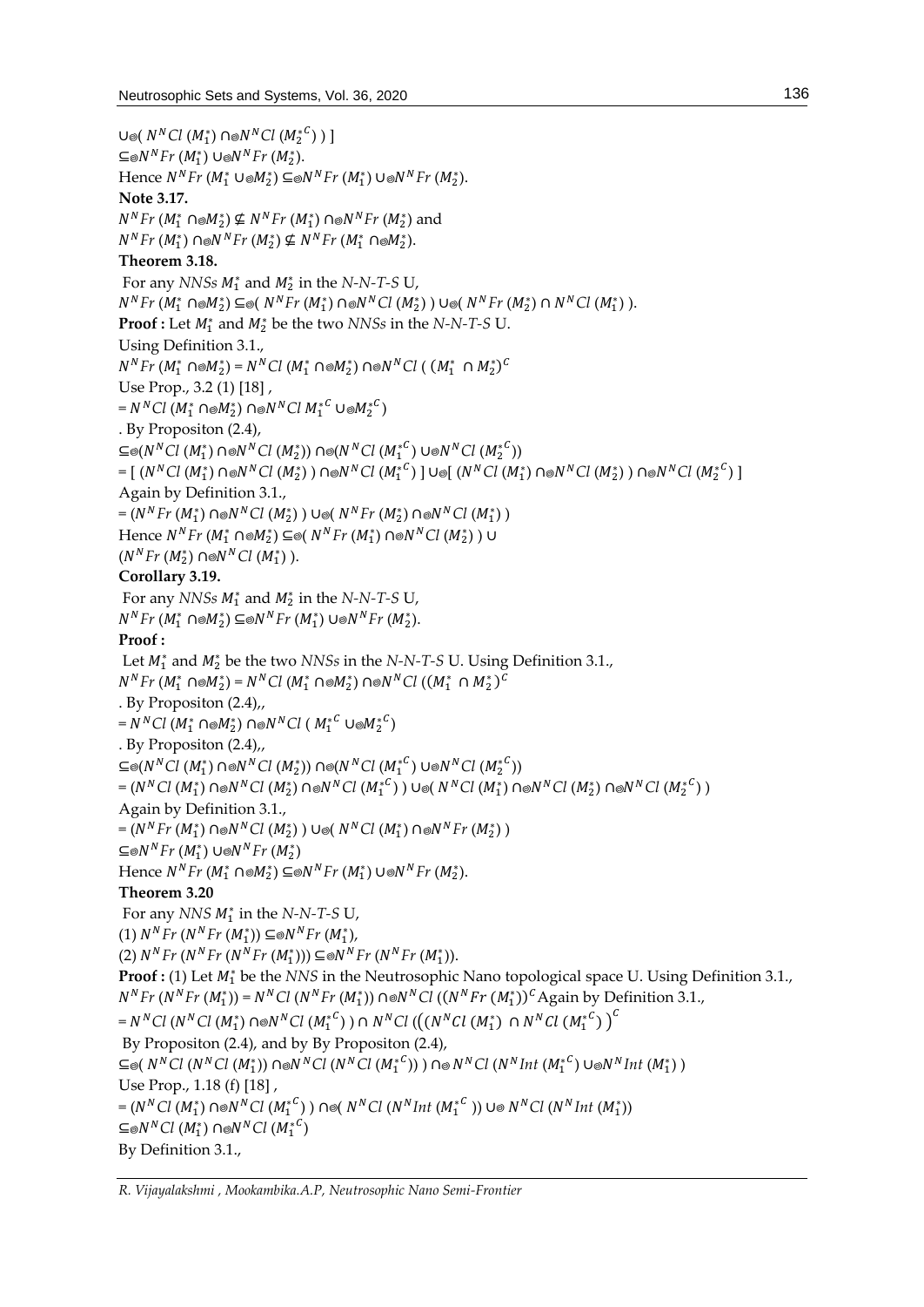$\cup_{\circledcirc}( N^N Cl\,(M_2^*) \cap_{\circledcirc} N^N Cl\,({M_2^*}^C) ) ]$

$\subseteq_{\circledcirc} N^N Fr\,(M_1^*) \cup_{\circledcirc} N^N Fr\,(M_2^*)$.

Hence $N^N Fr\,(M_1^* \cup_{\circledcirc} M_2^*) \subseteq_{\circledcirc} N^N Fr\,(M_1^*) \cup_{\circledcirc} N^N Fr\,(M_2^*)$.

**Note 3.17.**

$N^N Fr\,(M_1^* \cap_{\circledcirc} M_2^*) \nsubseteq N^N Fr\,(M_1^*) \cap_{\circledcirc} N^N Fr\,(M_2^*)$ and

$N^N Fr\,(M_1^*) \cap_{\circledcirc} N^N Fr\,(M_2^*) \nsubseteq N^N Fr\,(M_1^* \cap_{\circledcirc} M_2^*)$.

**Theorem 3.18.**

For any *NNSs* $M_1^*$ and $M_2^*$ in the *N-N-T-S* U,

$N^N Fr\,(M_1^* \cap_{\circledcirc} M_2^*) \subseteq_{\circledcirc}( N^N Fr\,(M_1^*) \cap_{\circledcirc} N^N Cl\,(M_2^*) ) \cup_{\circledcirc}( N^N Fr\,(M_2^*) \cap N^N Cl\,(M_1^*) )$.

**Proof :** Let $M_1^*$ and $M_2^*$ be the two *NNSs* in the *N-N-T-S* U.

Using Definition 3.1.,

$N^N Fr\,(M_1^* \cap_{\circledcirc} M_2^*) = N^N Cl\,(M_1^* \cap_{\circledcirc} M_2^*) \cap_{\circledcirc} N^N Cl\,( (M_1^* \cap M_2^*)^C$

Use Prop., 3.2 (1) [18] ,

$= N^N Cl\,(M_1^* \cap_{\circledcirc} M_2^*) \cap_{\circledcirc} N^N Cl\, {M_1^*}^C \cup_{\circledcirc} {M_2^*}^C)$

. By Propositon (2.4),

$\subseteq_{\circledcirc}(N^N Cl\,(M_1^*) \cap_{\circledcirc} N^N Cl\,(M_2^*)) \cap_{\circledcirc}(N^N Cl\,({M_1^*}^C) \cup_{\circledcirc} N^N Cl\,({M_2^*}^C))$

$= [\, (N^N Cl\,(M_1^*) \cap_{\circledcirc} N^N Cl\,(M_2^*) ) \cap_{\circledcirc} N^N Cl\,({M_1^*}^C) \,] \cup_{\circledcirc}[\, (N^N Cl\,(M_1^*) \cap_{\circledcirc} N^N Cl\,(M_2^*) ) \cap_{\circledcirc} N^N Cl\,({M_2^*}^C) \,]$

Again by Definition 3.1.,

$= (N^N Fr\,(M_1^*) \cap_{\circledcirc} N^N Cl\,(M_2^*) ) \cup_{\circledcirc}( N^N Fr\,(M_2^*) \cap_{\circledcirc} N^N Cl\,(M_1^*) )$

Hence $N^N Fr\,(M_1^* \cap_{\circledcirc} M_2^*) \subseteq_{\circledcirc}( N^N Fr\,(M_1^*) \cap_{\circledcirc} N^N Cl\,(M_2^*) ) \cup$

$(N^N Fr\,(M_2^*) \cap_{\circledcirc} N^N Cl\,(M_1^*) )$.

**Corollary 3.19.**

For any *NNSs* $M_1^*$ and $M_2^*$ in the *N-N-T-S* U,

$N^N Fr\,(M_1^* \cap_{\circledcirc} M_2^*) \subseteq_{\circledcirc} N^N Fr\,(M_1^*) \cup_{\circledcirc} N^N Fr\,(M_2^*)$.

**Proof :**

Let $M_1^*$ and $M_2^*$ be the two *NNSs* in the *N-N-T-S* U. Using Definition 3.1.,

$N^N Fr\,(M_1^* \cap_{\circledcirc} M_2^*) = N^N Cl\,(M_1^* \cap_{\circledcirc} M_2^*) \cap_{\circledcirc} N^N Cl\,((M_1^* \cap M_2^*)^C$

. By Propositon (2.4),,

$= N^N Cl\,(M_1^* \cap_{\circledcirc} M_2^*) \cap_{\circledcirc} N^N Cl\,( {M_1^*}^C \cup_{\circledcirc} {M_2^*}^C)$

. By Propositon (2.4),,

$\subseteq_{\circledcirc}(N^N Cl\,(M_1^*) \cap_{\circledcirc} N^N Cl\,(M_2^*)) \cap_{\circledcirc}(N^N Cl\,({M_1^*}^C) \cup_{\circledcirc} N^N Cl\,({M_2^*}^C))$

$= (N^N Cl\,(M_1^*) \cap_{\circledcirc} N^N Cl\,(M_2^*) \cap_{\circledcirc} N^N Cl\,({M_1^*}^C) ) \cup_{\circledcirc}( N^N Cl\,(M_1^*) \cap_{\circledcirc} N^N Cl\,(M_2^*) \cap_{\circledcirc} N^N Cl\,({M_2^*}^C) )$

Again by Definition 3.1.,

$= (N^N Fr\,(M_1^*) \cap_{\circledcirc} N^N Cl\,(M_2^*) ) \cup_{\circledcirc}( N^N Cl\,(M_1^*) \cap_{\circledcirc} N^N Fr\,(M_2^*) )$

$\subseteq_{\circledcirc} N^N Fr\,(M_1^*) \cup_{\circledcirc} N^N Fr\,(M_2^*)$

Hence $N^N Fr\,(M_1^* \cap_{\circledcirc} M_2^*) \subseteq_{\circledcirc} N^N Fr\,(M_1^*) \cup_{\circledcirc} N^N Fr\,(M_2^*)$.

**Theorem 3.20**

For any *NNS* $M_1^*$ in the *N-N-T-S* U,

(1) $N^N Fr\,(N^N Fr\,(M_1^*)) \subseteq_{\circledcirc} N^N Fr\,(M_1^*)$,

(2) $N^N Fr\,(N^N Fr\,(N^N Fr\,(M_1^*))) \subseteq_{\circledcirc} N^N Fr\,(N^N Fr\,(M_1^*))$.

**Proof :** (1) Let $M_1^*$ be the *NNS* in the Neutrosophic Nano topological space U. Using Definition 3.1.,

$N^N Fr\,(N^N Fr\,(M_1^*)) = N^N Cl\,(N^N Fr\,(M_1^*)) \cap_{\circledcirc} N^N Cl\,((N^N Fr\,(M_1^*))^C$ Again by Definition 3.1.,

$= N^N Cl\,(N^N Cl\,(M_1^*) \cap_{\circledcirc} N^N Cl\,({M_1^*}^C) ) \cap N^N Cl\,(((N^N Cl\,(M_1^*) \cap N^N Cl\,({M_1^*}^C) )^C$

By Propositon (2.4), and by By Propositon (2.4),

$\subseteq_{\circledcirc}( N^N Cl\,(N^N Cl\,(M_1^*)) \cap_{\circledcirc} N^N Cl\,(N^N Cl\,({M_1^*}^C)) ) \cap_{\circledcirc} N^N Cl\,(N^N Int\,({M_1^*}^C) \cup_{\circledcirc} N^N Int\,(M_1^*) )$

Use Prop., 1.18 (f) [18] ,

$= (N^N Cl\,(M_1^*) \cap_{\circledcirc} N^N Cl\,({M_1^*}^C) ) \cap_{\circledcirc}( N^N Cl\,(N^N Int\,({M_1^*}^C )) \cup_{\circledcirc} N^N Cl\,(N^N Int\,(M_1^*))$

$\subseteq_{\circledcirc} N^N Cl\,(M_1^*) \cap_{\circledcirc} N^N Cl\,({M_1^*}^C)$

By Definition 3.1.,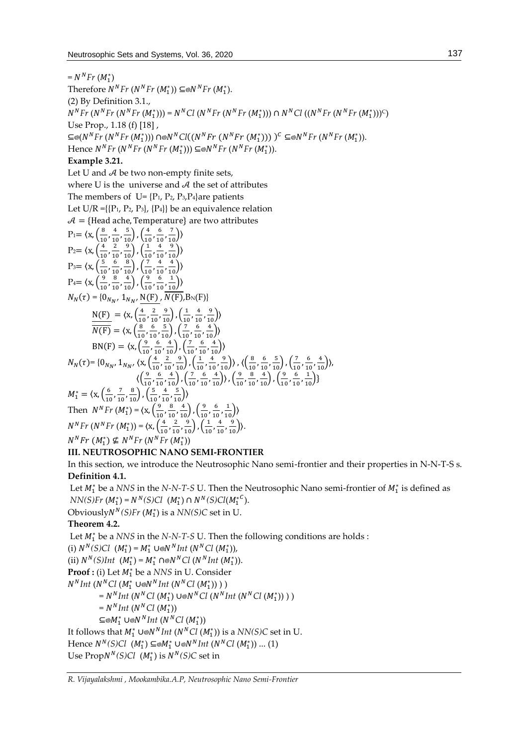$= N^N Fr\ (M_1^*)$

Therefore $N^N Fr\ (N^N Fr\ (M_1^*)) \subseteq_{\circledcirc} N^N Fr\ (M_1^*)$.

(2) By Definition 3.1.,

$N^N Fr\ (N^N Fr\ (N^N Fr\ (M_1^*))) = N^N Cl\ (N^N Fr\ (N^N Fr\ (M_1^*))) \cap N^N Cl\ ((N^N Fr\ (N^N Fr\ (M_1^*)))^C)$

Use Prop., 1.18 (f) [18] ,

$\subseteq_{\circledcirc}(N^N Fr\ (N^N Fr\ (M_1^*))) \cap_{\circledcirc} N^N Cl((N^N Fr\ (N^N Fr\ (M_1^*))))^C \subseteq_{\circledcirc} N^N Fr\ (N^N Fr\ (M_1^*))$.

Hence $N^N Fr\ (N^N Fr\ (N^N Fr\ (M_1^*))) \subseteq_{\circledcirc} N^N Fr\ (N^N Fr\ (M_1^*))$.

**Example 3.21.**

Let U and $\mathcal{A}$ be two non-empty finite sets,

where U is the universe and $\mathcal{A}$ the set of attributes

The members of U= {$P_1$, $P_2$, $P_3$,$P_4$}are patients

Let U/R ={{$P_1$, $P_2$, $P_3$}, {$P_4$}} be an equivalence relation

$\mathcal{A} = \{\text{Head ache, Temperature}\}$ are two attributes

$P_1 = \langle x, \left(\frac{8}{10}, \frac{4}{10}, \frac{5}{10}\right), \left(\frac{4}{10}, \frac{6}{10}, \frac{7}{10}\right)\rangle$

$P_2 = \langle x, \left(\frac{4}{10}, \frac{2}{10}, \frac{9}{10}\right), \left(\frac{1}{10}, \frac{4}{10}, \frac{9}{10}\right)\rangle$

$P_3 = \langle x, \left(\frac{5}{10}, \frac{6}{10}, \frac{8}{10}\right), \left(\frac{7}{10}, \frac{4}{10}, \frac{4}{10}\right)\rangle$

$P_4 = \langle x, \left(\frac{9}{10}, \frac{8}{10}, \frac{4}{10}\right), \left(\frac{9}{10}, \frac{6}{10}, \frac{1}{10}\right)\rangle$

$N_N(\tau) = \{0_{N_N}, 1_{N_N}, \underline{N(F)}, \overline{N(F)}, B_N(F)\}$

$\underline{N(F)} = \langle x, \left(\frac{4}{10}, \frac{2}{10}, \frac{9}{10}\right), \left(\frac{1}{10}, \frac{4}{10}, \frac{9}{10}\right)\rangle$

$\overline{N(F)} = \langle x, \left(\frac{8}{10}, \frac{6}{10}, \frac{5}{10}\right), \left(\frac{7}{10}, \frac{6}{10}, \frac{4}{10}\right)\rangle$

$BN(F) = \langle x, \left(\frac{9}{10}, \frac{6}{10}, \frac{4}{10}\right), \left(\frac{7}{10}, \frac{6}{10}, \frac{4}{10}\right)\rangle$

$N_N(\tau) = \{0_{N_N}, 1_{N_N}, \langle x, \left(\frac{4}{10}, \frac{2}{10}, \frac{9}{10}\right), \left(\frac{1}{10}, \frac{4}{10}, \frac{9}{10}\right)\rangle, \langle\left(\frac{8}{10}, \frac{6}{10}, \frac{5}{10}\right), \left(\frac{7}{10}, \frac{6}{10}, \frac{4}{10}\right)\rangle,$
$\langle\left(\frac{9}{10}, \frac{6}{10}, \frac{4}{10}\right), \left(\frac{7}{10}, \frac{6}{10}, \frac{4}{10}\right)\rangle, \left(\frac{9}{10}, \frac{8}{10}, \frac{4}{10}\right), \left(\frac{9}{10}, \frac{6}{10}, \frac{1}{10}\right)\}$

$M_1^* = \langle x, \left(\frac{6}{10}, \frac{7}{10}, \frac{8}{10}\right), \left(\frac{5}{10}, \frac{4}{10}, \frac{5}{10}\right)\rangle$

Then $N^N Fr\ (M_1^*) = \langle x, \left(\frac{9}{10}, \frac{8}{10}, \frac{4}{10}\right), \left(\frac{9}{10}, \frac{6}{10}, \frac{1}{10}\right)\rangle$

$N^N Fr\ (N^N Fr\ (M_1^*)) = \langle x, \left(\frac{4}{10}, \frac{2}{10}, \frac{9}{10}\right), \left(\frac{1}{10}, \frac{4}{10}, \frac{9}{10}\right)\rangle$.

$N^N Fr\ (M_1^*) \nsubseteq N^N Fr\ (N^N Fr\ (M_1^*))$

## III. NEUTROSOPHIC NANO SEMI-FRONTIER

In this section, we introduce the Neutrosophic Nano semi-frontier and their properties in N-N-T-S s.

**Definition 4.1.**

Let $M_1^*$ be a *NNS* in the *N-N-T-S* U. Then the Neutrosophic Nano semi-frontier of $M_1^*$ is defined as $NN(S)Fr\ (M_1^*) = N^N(S)Cl\ \ (M_1^*) \cap N^N(S)Cl({M_1^*}^C)$.

Obviously$N^N(S)Fr\ (M_1^*)$ is a *NN(S)C* set in U.

**Theorem 4.2.**

Let $M_1^*$ be a *NNS* in the *N-N-T-S* U. Then the following conditions are holds :

(i) $N^N(S)Cl\ \ (M_1^*) = M_1^* \cup_{\circledcirc} N^N Int\ (N^N Cl\ (M_1^*))$,

(ii) $N^N(S)Int\ \ (M_1^*) = M_1^* \cap_{\circledcirc} N^N Cl\ (N^N Int\ (M_1^*))$.

**Proof :** (i) Let $M_1^*$ be a *NNS* in U. Consider

$N^N Int\ (N^N Cl\ (M_1^* \cup_{\circledcirc} N^N Int\ (N^N Cl\ (M_1^*))\ )\ )$

$= N^N Int\ (N^N Cl\ (M_1^*) \cup_{\circledcirc} N^N Cl\ (N^N Int\ (N^N Cl\ (M_1^*))\ )\ )$

$= N^N Int\ (N^N Cl\ (M_1^*))$

$\subseteq_{\circledcirc} M_1^* \cup_{\circledcirc} N^N Int\ (N^N Cl\ (M_1^*))$

It follows that $M_1^* \cup_{\circledcirc} N^N Int\ (N^N Cl\ (M_1^*))$ is a *NN(S)C* set in U.

Hence $N^N(S)Cl\ \ (M_1^*) \subseteq_{\circledcirc} M_1^* \cup_{\circledcirc} N^N Int\ (N^N Cl\ (M_1^*))$ ... (1)

Use Prop$N^N(S)Cl\ \ (M_1^*)$ is $N^N(S)C$ set in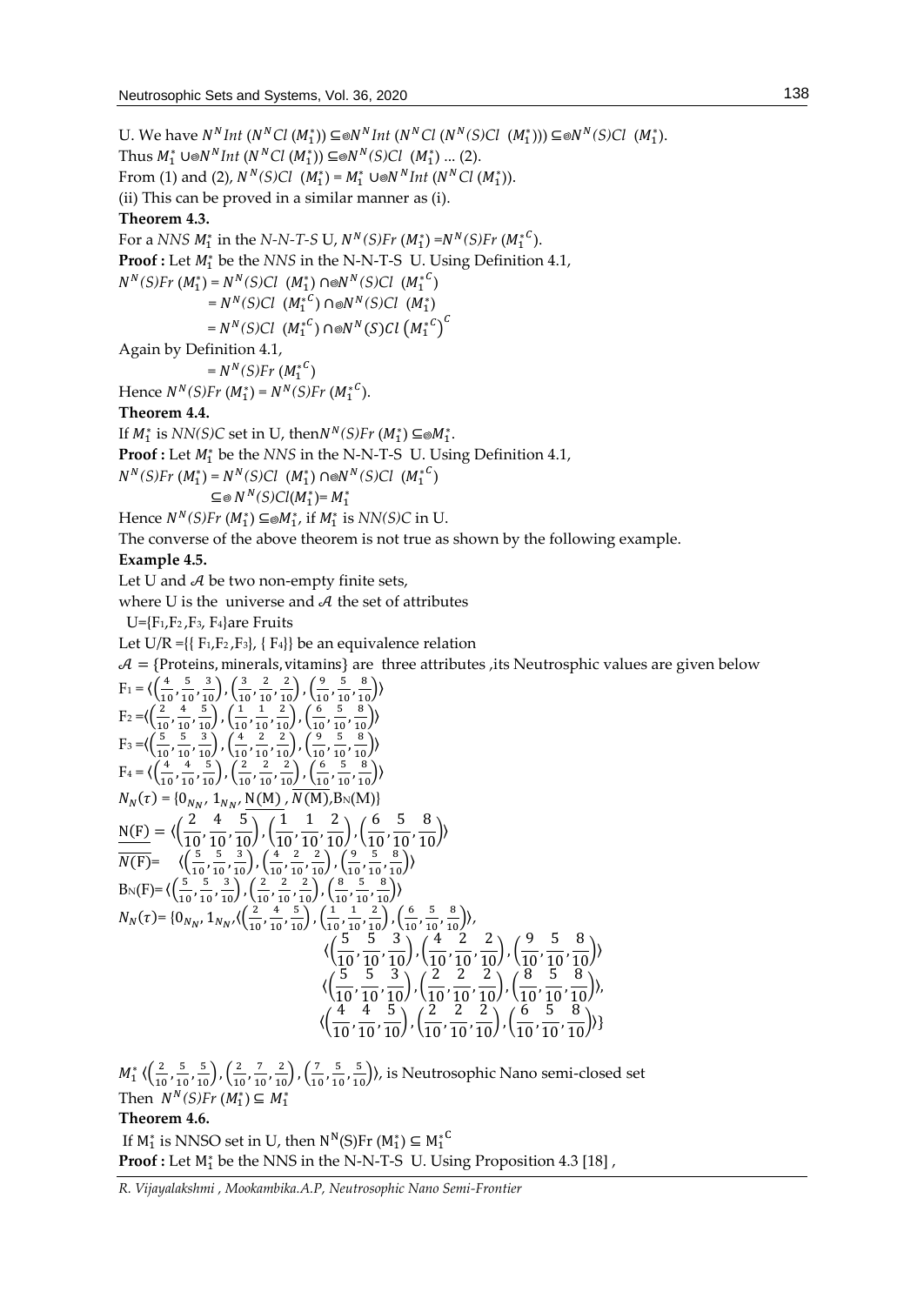U. We have $N^N Int\ (N^N Cl\ (M_1^*)) \subseteq_{\circledcirc} N^N Int\ (N^N Cl\ (N^N(S)Cl\ \ (M_1^*))) \subseteq_{\circledcirc} N^N(S)Cl\ \ (M_1^*)$.

Thus $M_1^* \cup_{\circledcirc} N^N Int\ (N^N Cl\ (M_1^*)) \subseteq_{\circledcirc} N^N(S)Cl\ \ (M_1^*)$ ... (2).

From (1) and (2), $N^N(S)Cl\ \ (M_1^*) = M_1^* \cup_{\circledcirc} N^N Int\ (N^N Cl\ (M_1^*))$.

(ii) This can be proved in a similar manner as (i).

**Theorem 4.3.**

For a *NNS* $M_1^*$ in the *N-N-T-S* U, $N^N(S)Fr\ (M_1^*) = N^N(S)Fr\ ({M_1^*}^C)$.

**Proof :** Let $M_1^*$ be the *NNS* in the N-N-T-S U. Using Definition 4.1,

$N^N(S)Fr\ (M_1^*) = N^N(S)Cl\ \ (M_1^*) \cap_{\circledcirc} N^N(S)Cl\ \ ({M_1^*}^C)$

$= N^N(S)Cl\ \ ({M_1^*}^C) \cap_{\circledcirc} N^N(S)Cl\ \ (M_1^*)$

$= N^N(S)Cl\ \ ({M_1^*}^C) \cap_{\circledcirc} N^N(S)Cl\ \left({M_1^*}^C\right)^C$

Again by Definition 4.1,

$= N^N(S)Fr\ ({M_1^*}^C)$

Hence $N^N(S)Fr\ (M_1^*) = N^N(S)Fr\ ({M_1^*}^C)$.

**Theorem 4.4.**

If $M_1^*$ is *NN(S)C* set in U, then $N^N(S)Fr\ (M_1^*) \subseteq_{\circledcirc} M_1^*$.

**Proof :** Let $M_1^*$ be the *NNS* in the N-N-T-S U. Using Definition 4.1,

$N^N(S)Fr\ (M_1^*) = N^N(S)Cl\ \ (M_1^*) \cap_{\circledcirc} N^N(S)Cl\ \ ({M_1^*}^C)$

$\subseteq_{\circledcirc} N^N(S)Cl(M_1^*) = M_1^*$

Hence $N^N(S)Fr\ (M_1^*) \subseteq_{\circledcirc} M_1^*$, if $M_1^*$ is *NN(S)C* in U.

The converse of the above theorem is not true as shown by the following example.

**Example 4.5.**

Let U and $\mathcal{A}$ be two non-empty finite sets,

where U is the universe and $\mathcal{A}$ the set of attributes

U={F1,F2 ,F3, F4}are Fruits

Let U/R ={{ F1,F2 ,F3}, { F4}} be an equivalence relation

$\mathcal{A}$ = {Proteins, minerals, vitamins} are three attributes ,its Neutrosphic values are given below

$F_1 = \langle\left(\frac{4}{10},\frac{5}{10},\frac{3}{10}\right),\left(\frac{3}{10},\frac{2}{10},\frac{2}{10}\right),\left(\frac{9}{10},\frac{5}{10},\frac{8}{10}\right)\rangle$

$F_2 = \langle\left(\frac{2}{10},\frac{4}{10},\frac{5}{10}\right),\left(\frac{1}{10},\frac{1}{10},\frac{2}{10}\right),\left(\frac{6}{10},\frac{5}{10},\frac{8}{10}\right)\rangle$

$F_3 = \langle\left(\frac{5}{10},\frac{5}{10},\frac{3}{10}\right),\left(\frac{4}{10},\frac{2}{10},\frac{2}{10}\right),\left(\frac{9}{10},\frac{5}{10},\frac{8}{10}\right)\rangle$

$F_4 = \langle\left(\frac{4}{10},\frac{4}{10},\frac{5}{10}\right),\left(\frac{2}{10},\frac{2}{10},\frac{2}{10}\right),\left(\frac{6}{10},\frac{5}{10},\frac{8}{10}\right)\rangle$

$N_N(\tau) = \{0_{N_N}, 1_{N_N}, \underline{N(M)}, \overline{N}(M), B_N(M)\}$

$$\underline{N(F)} = \langle\left(\frac{2}{10},\frac{4}{10},\frac{5}{10}\right),\left(\frac{1}{10},\frac{1}{10},\frac{2}{10}\right),\left(\frac{6}{10},\frac{5}{10},\frac{8}{10}\right)\rangle$$

$\overline{N(F)} = \langle\left(\frac{5}{10},\frac{5}{10},\frac{3}{10}\right),\left(\frac{4}{10},\frac{2}{10},\frac{2}{10}\right),\left(\frac{9}{10},\frac{5}{10},\frac{8}{10}\right)\rangle$

$B_N(F) = \langle\left(\frac{5}{10},\frac{5}{10},\frac{3}{10}\right),\left(\frac{2}{10},\frac{2}{10},\frac{2}{10}\right),\left(\frac{8}{10},\frac{5}{10},\frac{8}{10}\right)\rangle$

$$N_N(\tau) = \{0_{N_N}, 1_{N_N}, \langle\left(\frac{2}{10},\frac{4}{10},\frac{5}{10}\right),\left(\frac{1}{10},\frac{1}{10},\frac{2}{10}\right),\left(\frac{6}{10},\frac{5}{10},\frac{8}{10}\right)\rangle,$$
$$\langle\left(\frac{5}{10},\frac{5}{10},\frac{3}{10}\right),\left(\frac{4}{10},\frac{2}{10},\frac{2}{10}\right),\left(\frac{9}{10},\frac{5}{10},\frac{8}{10}\right)\rangle$$
$$\langle\left(\frac{5}{10},\frac{5}{10},\frac{3}{10}\right),\left(\frac{2}{10},\frac{2}{10},\frac{2}{10}\right),\left(\frac{8}{10},\frac{5}{10},\frac{8}{10}\right)\rangle,$$
$$\langle\left(\frac{4}{10},\frac{4}{10},\frac{5}{10}\right),\left(\frac{2}{10},\frac{2}{10},\frac{2}{10}\right),\left(\frac{6}{10},\frac{5}{10},\frac{8}{10}\right)\rangle\}$$

$M_1^* \langle\left(\frac{2}{10},\frac{5}{10},\frac{5}{10}\right),\left(\frac{2}{10},\frac{7}{10},\frac{2}{10}\right),\left(\frac{7}{10},\frac{5}{10},\frac{5}{10}\right)\rangle$, is Neutrosophic Nano semi-closed set

Then $N^N(S)Fr\ (M_1^*) \subseteq M_1^*$

**Theorem 4.6.**

If $M_1^*$ is NNSO set in U, then $N^N(S)Fr\ (M_1^*) \subseteq {M_1^*}^C$

**Proof :** Let $M_1^*$ be the NNS in the N-N-T-S U. Using Proposition 4.3 [18] ,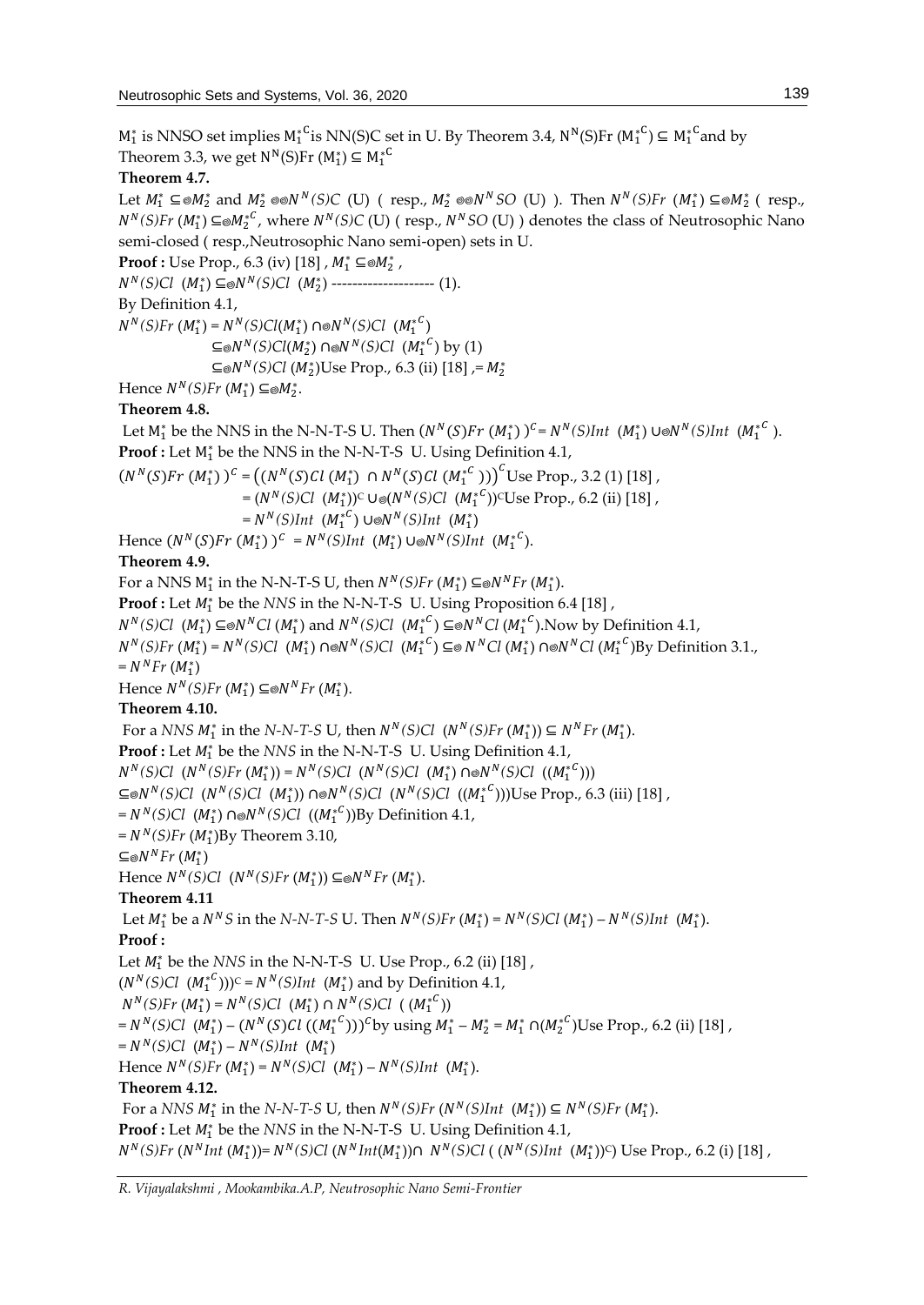$M_1^*$ is NNSO set implies ${M_1^*}^C$ is NN(S)C set in U. By Theorem 3.4, $N^N$(S)Fr $({M_1^*}^C) \subseteq {M_1^*}^C$ and by Theorem 3.3, we get $N^N$(S)Fr $(M_1^*) \subseteq {M_1^*}^C$

**Theorem 4.7.**

Let $M_1^* \subseteq_{\circledcirc} M_2^*$ and $M_2^* \circledcirc\circledcirc N^N(S)C$ (U) ( resp., $M_2^* \circledcirc\circledcirc N^N SO$ (U) ). Then $N^N(S)Fr\ (M_1^*) \subseteq_{\circledcirc} M_2^*$ ( resp., $N^N(S)Fr\ (M_1^*) \subseteq_{\circledcirc} {M_2^*}^C$, where $N^N(S)C$ (U) ( resp., $N^N SO$ (U) ) denotes the class of Neutrosophic Nano semi-closed ( resp.,Neutrosophic Nano semi-open) sets in U.

**Proof :** Use Prop., 6.3 (iv) [18] , $M_1^* \subseteq_{\circledcirc} M_2^*$ ,

$N^N(S)Cl\ (M_1^*) \subseteq_{\circledcirc} N^N(S)Cl\ (M_2^*)$ -------------------- (1).

By Definition 4.1,

$N^N(S)Fr\ (M_1^*) = N^N(S)Cl(M_1^*) \cap_{\circledcirc} N^N(S)Cl\ ({M_1^*}^C)$

$\subseteq_{\circledcirc} N^N(S)Cl(M_2^*) \cap_{\circledcirc} N^N(S)Cl\ ({M_1^*}^C)$ by (1)

$\subseteq_{\circledcirc} N^N(S)Cl\ (M_2^*)$Use Prop., 6.3 (ii) [18] ,$= M_2^*$

Hence $N^N(S)Fr\ (M_1^*) \subseteq_{\circledcirc} M_2^*$.

**Theorem 4.8.**

Let $M_1^*$ be the NNS in the N-N-T-S U. Then $(N^N(S)Fr\ (M_1^*))^C = N^N(S)Int\ (M_1^*) \cup_{\circledcirc} N^N(S)Int\ ({M_1^*}^C)$.

**Proof :** Let $M_1^*$ be the NNS in the N-N-T-S U. Using Definition 4.1,

$(N^N(S)Fr\ (M_1^*))^C = \left((N^N(S)Cl\ (M_1^*)\ \cap N^N(S)Cl\ ({M_1^*}^C))\right)^C$ Use Prop., 3.2 (1) [18] ,

$= (N^N(S)Cl\ (M_1^*))^C \cup_{\circledcirc} (N^N(S)Cl\ ({M_1^*}^C))^C$Use Prop., 6.2 (ii) [18] ,

$= N^N(S)Int\ ({M_1^*}^C) \cup_{\circledcirc} N^N(S)Int\ (M_1^*)$

Hence $(N^N(S)Fr\ (M_1^*))^C = N^N(S)Int\ (M_1^*) \cup_{\circledcirc} N^N(S)Int\ ({M_1^*}^C)$.

**Theorem 4.9.**

For a NNS $M_1^*$ in the N-N-T-S U, then $N^N(S)Fr\ (M_1^*) \subseteq_{\circledcirc} N^N Fr\ (M_1^*)$.

**Proof :** Let $M_1^*$ be the *NNS* in the N-N-T-S U. Using Proposition 6.4 [18] ,

$N^N(S)Cl\ (M_1^*) \subseteq_{\circledcirc} N^N Cl\ (M_1^*)$ and $N^N(S)Cl\ ({M_1^*}^C) \subseteq_{\circledcirc} N^N Cl\ ({M_1^*}^C)$.Now by Definition 4.1,

$N^N(S)Fr\ (M_1^*) = N^N(S)Cl\ (M_1^*) \cap_{\circledcirc} N^N(S)Cl\ ({M_1^*}^C) \subseteq_{\circledcirc} N^N Cl\ (M_1^*) \cap_{\circledcirc} N^N Cl\ ({M_1^*}^C)$By Definition 3.1.,

$= N^N Fr\ (M_1^*)$

Hence $N^N(S)Fr\ (M_1^*) \subseteq_{\circledcirc} N^N Fr\ (M_1^*)$.

**Theorem 4.10.**

For a *NNS* $M_1^*$ in the *N-N-T-S* U, then $N^N(S)Cl\ (N^N(S)Fr\ (M_1^*)) \subseteq N^N Fr\ (M_1^*)$.

**Proof :** Let $M_1^*$ be the *NNS* in the N-N-T-S U. Using Definition 4.1,

$N^N(S)Cl\ (N^N(S)Fr\ (M_1^*)) = N^N(S)Cl\ (N^N(S)Cl\ (M_1^*) \cap_{\circledcirc} N^N(S)Cl\ (({M_1^*}^C)))$

$\subseteq_{\circledcirc} N^N(S)Cl\ (N^N(S)Cl\ (M_1^*)) \cap_{\circledcirc} N^N(S)Cl\ (N^N(S)Cl\ (({M_1^*}^C)))$Use Prop., 6.3 (iii) [18] ,

$= N^N(S)Cl\ (M_1^*) \cap_{\circledcirc} N^N(S)Cl\ (({M_1^*}^C))$By Definition 4.1,

$= N^N(S)Fr\ (M_1^*)$By Theorem 3.10,

$\subseteq_{\circledcirc} N^N Fr\ (M_1^*)$

Hence $N^N(S)Cl\ (N^N(S)Fr\ (M_1^*)) \subseteq_{\circledcirc} N^N Fr\ (M_1^*)$.

**Theorem 4.11**

Let $M_1^*$ be a $N^N S$ in the *N-N-T-S* U. Then $N^N(S)Fr\ (M_1^*) = N^N(S)Cl\ (M_1^*) - N^N(S)Int\ (M_1^*)$.

**Proof :**

Let $M_1^*$ be the *NNS* in the N-N-T-S U. Use Prop., 6.2 (ii) [18] ,

$(N^N(S)Cl\ ({M_1^*}^C)))^C = N^N(S)Int\ (M_1^*)$ and by Definition 4.1,

$N^N(S)Fr\ (M_1^*) = N^N(S)Cl\ (M_1^*) \cap N^N(S)Cl\ (\ ({M_1^*}^C))$

$= N^N(S)Cl\ (M_1^*) - (N^N(S)Cl\ (({M_1^*}^C)))^C$by using $M_1^* - M_2^* = M_1^* \cap ({M_2^*}^C)$Use Prop., 6.2 (ii) [18] ,

$= N^N(S)Cl\ (M_1^*) - N^N(S)Int\ (M_1^*)$

Hence $N^N(S)Fr\ (M_1^*) = N^N(S)Cl\ (M_1^*) - N^N(S)Int\ (M_1^*)$.

**Theorem 4.12.**

For a *NNS* $M_1^*$ in the *N-N-T-S* U, then $N^N(S)Fr\ (N^N(S)Int\ (M_1^*)) \subseteq N^N(S)Fr\ (M_1^*)$.

**Proof :** Let $M_1^*$ be the *NNS* in the N-N-T-S U. Using Definition 4.1,

$N^N(S)Fr\ (N^N Int\ (M_1^*)) = N^N(S)Cl\ (N^N Int(M_1^*)) \cap\ N^N(S)Cl\ (\ (N^N(S)Int\ (M_1^*))^C)$ Use Prop., 6.2 (i) [18] ,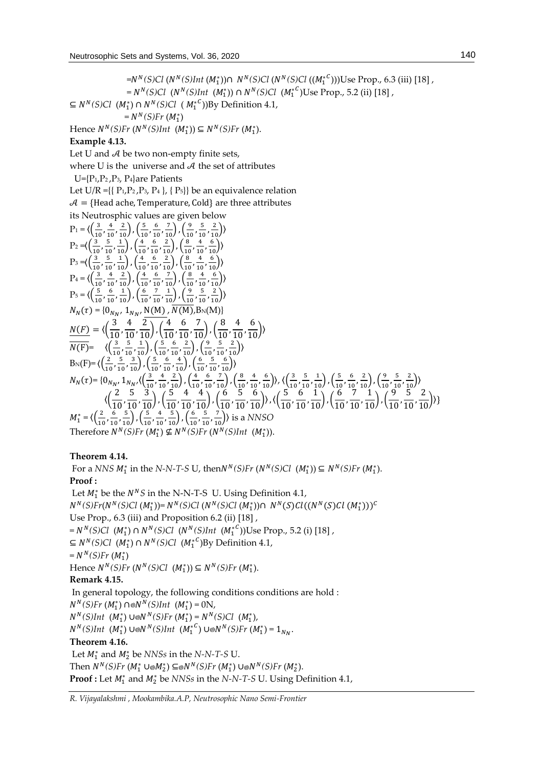$=N^N(S)Cl\ (N^N(S)Int\ (M_1^*)) \cap\ N^N(S)Cl\ (N^N(S)Cl\ ((M_1^{*C})))$Use Prop., 6.3 (iii) [18] ,

$= N^N(S)Cl\ \ (N^N(S)Int\ \ (M_1^*)) \cap N^N(S)Cl\ \ (M_1^{*C})$Use Prop., 5.2 (ii) [18] ,

$\subseteq N^N(S)Cl\ \ (M_1^*) \cap N^N(S)Cl\ \ (\ M_1^{*C}))$By Definition 4.1,

$= N^N(S)Fr\ (M_1^*)$

Hence $N^N(S)Fr\ (N^N(S)Int\ \ (M_1^*)) \subseteq N^N(S)Fr\ (M_1^*)$.

**Example 4.13.**

Let U and $\mathcal{A}$ be two non-empty finite sets,

where U is the universe and $\mathcal{A}$ the set of attributes

U={P1,P2 ,P3, P4}are Patients

Let U/R ={{ P1,P2 ,P3, P4 }, { P5}} be an equivalence relation

$\mathcal{A}$ = {Head ache, Temperature, Cold} are three attributes

its Neutrosphic values are given below

$P_1 = \langle\left(\frac{3}{10},\frac{4}{10},\frac{2}{10}\right),\left(\frac{5}{10},\frac{6}{10},\frac{7}{10}\right),\left(\frac{9}{10},\frac{5}{10},\frac{2}{10}\right)\rangle$

$P_2 =\langle\left(\frac{3}{10},\frac{5}{10},\frac{1}{10}\right),\left(\frac{4}{10},\frac{6}{10},\frac{2}{10}\right),\left(\frac{8}{10},\frac{4}{10},\frac{6}{10}\right)\rangle$

$P_3 =\langle\left(\frac{3}{10},\frac{5}{10},\frac{1}{10}\right),\left(\frac{4}{10},\frac{6}{10},\frac{2}{10}\right),\left(\frac{8}{10},\frac{4}{10},\frac{6}{10}\right)\rangle$

$P_4 = \langle\left(\frac{3}{10},\frac{4}{10},\frac{2}{10}\right),\left(\frac{4}{10},\frac{6}{10},\frac{7}{10}\right),\left(\frac{8}{10},\frac{4}{10},\frac{6}{10}\right)\rangle$

$P_5 = \langle\left(\frac{5}{10},\frac{6}{10},\frac{1}{10}\right),\left(\frac{6}{10},\frac{7}{10},\frac{1}{10}\right),\left(\frac{9}{10},\frac{5}{10},\frac{2}{10}\right)\rangle$

$N_N(\tau) = \{0_{N_N},\ 1_{N_N},\ \underline{N(M)}\ ,\ \overline{N(M)}, B_N(M)\}$

$$\underline{N(F)} = \langle\left(\frac{3}{10},\frac{4}{10},\frac{2}{10}\right),\left(\frac{4}{10},\frac{6}{10},\frac{7}{10}\right),\left(\frac{8}{10},\frac{4}{10},\frac{6}{10}\right)\rangle$$

$\overline{N(F)}= \quad \langle\left(\frac{3}{10},\frac{5}{10},\frac{1}{10}\right),\left(\frac{5}{10},\frac{6}{10},\frac{2}{10}\right),\left(\frac{9}{10},\frac{5}{10},\frac{2}{10}\right)\rangle$

$B_N(F)= \langle\left(\frac{2}{10},\frac{5}{10},\frac{3}{10}\right),\left(\frac{5}{10},\frac{6}{10},\frac{4}{10}\right),\left(\frac{6}{10},\frac{5}{10},\frac{6}{10}\right)\rangle$

$$N_N(\tau)= \{0_{N_N}, 1_{N_N}, \langle\left(\frac{3}{10},\frac{4}{10},\frac{2}{10}\right),\left(\frac{4}{10},\frac{6}{10},\frac{7}{10}\right),\left(\frac{8}{10},\frac{4}{10},\frac{6}{10}\right)\rangle, \langle\left(\frac{3}{10},\frac{5}{10},\frac{1}{10}\right),\left(\frac{5}{10},\frac{6}{10},\frac{2}{10}\right),\left(\frac{9}{10},\frac{5}{10},\frac{2}{10}\right)\rangle$$
$$\langle\left(\frac{2}{10},\frac{5}{10},\frac{3}{10}\right),\left(\frac{5}{10},\frac{4}{10},\frac{4}{10}\right),\left(\frac{6}{10},\frac{5}{10},\frac{6}{10}\right)\rangle, \langle\left(\frac{5}{10},\frac{6}{10},\frac{1}{10}\right),\left(\frac{6}{10},\frac{7}{10},\frac{1}{10}\right),\left(\frac{9}{10},\frac{5}{10},\frac{2}{10}\right)\rangle\}$$

$M_1^* = \langle\left(\frac{2}{10},\frac{6}{10},\frac{5}{10}\right),\left(\frac{5}{10},\frac{4}{10},\frac{5}{10}\right),\left(\frac{6}{10},\frac{5}{10},\frac{7}{10}\right)\rangle$ is a *NNSO*

Therefore $N^N(S)Fr\ (M_1^*) \nsubseteq N^N(S)Fr\ (N^N(S)Int\ \ (M_1^*))$.

**Theorem 4.14.**

For a *NNS* $M_1^*$ in the *N-N-T-S* U, then$N^N(S)Fr\ (N^N(S)Cl\ \ (M_1^*)) \subseteq N^N(S)Fr\ (M_1^*)$.

**Proof :**

Let $M_1^*$ be the $N^N S$ in the N-N-T-S U. Using Definition 4.1,

$N^N(S)Fr(N^N(S)Cl\ (M_1^*))= N^N(S)Cl\ (N^N(S)Cl\ (M_1^*)) \cap\ N^N(S)Cl((N^N(S)Cl\ (M_1^*)))^C$

Use Prop., 6.3 (iii) and Proposition 6.2 (ii) [18] ,

$= N^N(S)Cl\ \ (M_1^*) \cap N^N(S)Cl\ \ (N^N(S)Int\ \ (M_1^{*C}))$Use Prop., 5.2 (i) [18] ,

$\subseteq N^N(S)Cl\ \ (M_1^*) \cap N^N(S)Cl\ \ (M_1^{*C})$By Definition 4.1,

$= N^N(S)Fr\ (M_1^*)$

Hence $N^N(S)Fr\ (N^N(S)Cl\ \ (M_1^*)) \subseteq N^N(S)Fr\ (M_1^*)$.

**Remark 4.15.**

In general topology, the following conditions conditions are hold :

$N^N(S)Fr\ (M_1^*) \cap_{\circledcirc} N^N(S)Int\ \ (M_1^*) = 0N$,

$N^N(S)Int\ \ (M_1^*) \cup_{\circledcirc} N^N(S)Fr\ (M_1^*) = N^N(S)Cl\ \ (M_1^*)$,

$N^N(S)Int\ \ (M_1^*) \cup_{\circledcirc} N^N(S)Int\ \ (M_1^{*C}) \cup_{\circledcirc} N^N(S)Fr\ (M_1^*) = 1_{N_N}$.

**Theorem 4.16.**

Let $M_1^*$ and $M_2^*$ be *NNSs* in the *N-N-T-S* U.

Then $N^N(S)Fr\ (M_1^* \cup_{\circledcirc} M_2^*) \subseteq_{\circledcirc} N^N(S)Fr\ (M_1^*) \cup_{\circledcirc} N^N(S)Fr\ (M_2^*)$.

**Proof :** Let $M_1^*$ and $M_2^*$ be *NNSs* in the *N-N-T-S* U. Using Definition 4.1,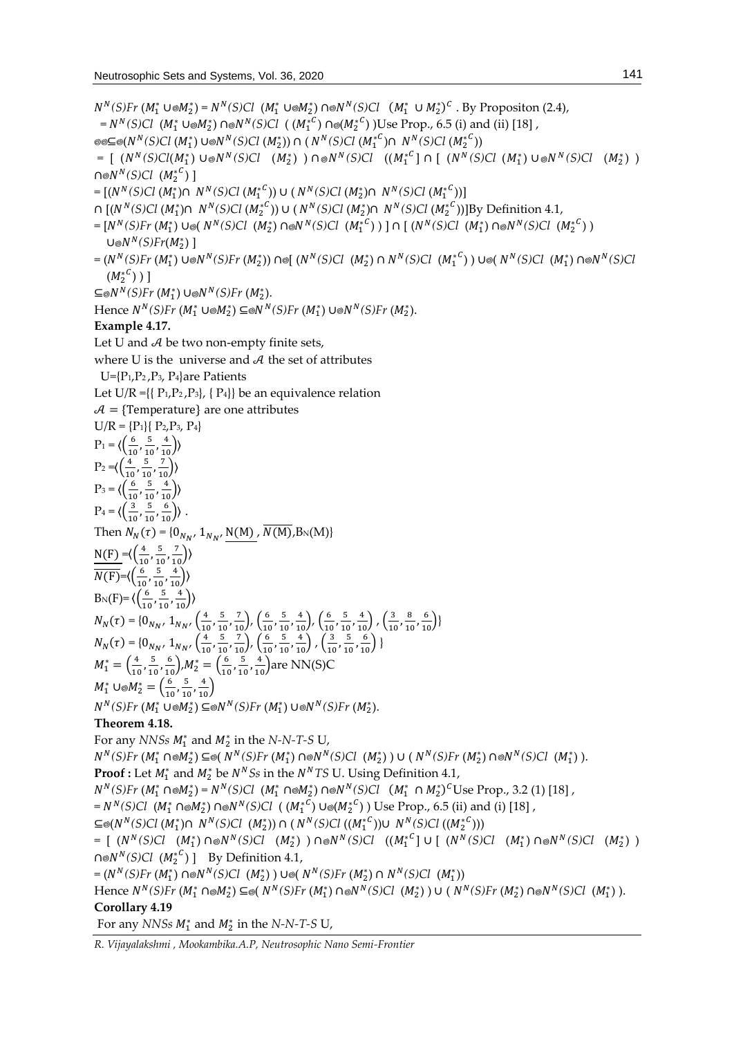$N^N(S)Fr\ (M_1^* \cup_{\circledcirc} M_2^*) = N^N(S)Cl\ \ (M_1^* \cup_{\circledcirc} M_2^*) \cap_{\circledcirc} N^N(S)Cl\ \ (M_1^* \cup M_2^*)^C$ . By Propositon (2.4),

$= N^N(S)Cl\ \ (M_1^* \cup_{\circledcirc} M_2^*) \cap_{\circledcirc} N^N(S)Cl\ \ ( (M_1^{*C}) \cap_{\circledcirc} (M_2^{*C}) )$Use Prop., 6.5 (i) and (ii) [18] ,

$\circledcirc\circledcirc\subseteq_{\circledcirc}(N^N(S)Cl\,(M_1^*) \cup_{\circledcirc} N^N(S)Cl\,(M_2^*)) \cap (\,N^N(S)Cl\,(M_1^{*C}) \cap\ N^N(S)Cl\,(M_2^{*C}))$

$= [\ (N^N(S)Cl(M_1^*) \cup_{\circledcirc} N^N(S)Cl\ \ (M_2^*)\ ) \cap_{\circledcirc} N^N(S)Cl\ \ ((M_1^{*C}] \cap [\ (N^N(S)Cl\ (M_1^*) \cup_{\circledcirc} N^N(S)Cl\ \ (M_2^*)\ ) \cap_{\circledcirc} N^N(S)Cl\ \ (M_2^{*C})\ ]$

$= [(N^N(S)Cl\,(M_1^*) \cap\ N^N(S)Cl\,(M_1^{*C})) \cup (\,N^N(S)Cl\,(M_2^*) \cap\ N^N(S)Cl\,(M_1^{*C}))]$

$\cap\ [(N^N(S)Cl\,(M_1^*) \cap\ N^N(S)Cl\,(M_2^{*C})) \cup (\,N^N(S)Cl\,(M_2^*) \cap\ N^N(S)Cl\,(M_2^{*C}))]$By Definition 4.1,

$= [N^N(S)Fr\ (M_1^*) \cup_{\circledcirc}(\ N^N(S)Cl\ \ (M_2^*) \cap_{\circledcirc} N^N(S)Cl\ \ (M_1^{*C})\ )\ ] \cap [\ (N^N(S)Cl\ \ (M_1^*) \cap_{\circledcirc} N^N(S)Cl\ \ (M_2^{*C})\ ) \cup_{\circledcirc} N^N(S)Fr(M_2^*)\ ]$

$= (N^N(S)Fr\ (M_1^*) \cup_{\circledcirc} N^N(S)Fr\ (M_2^*)) \cap_{\circledcirc}[\ (N^N(S)Cl\ \ (M_2^*) \cap N^N(S)Cl\ \ (M_1^{*C})\ ) \cup_{\circledcirc}(\ N^N(S)Cl\ \ (M_1^*) \cap_{\circledcirc} N^N(S)Cl\ \ (M_2^{*C})\ )\ ]$

$\subseteq_{\circledcirc} N^N(S)Fr\ (M_1^*) \cup_{\circledcirc} N^N(S)Fr\ (M_2^*)$.

Hence $N^N(S)Fr\ (M_1^* \cup_{\circledcirc} M_2^*) \subseteq_{\circledcirc} N^N(S)Fr\ (M_1^*) \cup_{\circledcirc} N^N(S)Fr\ (M_2^*)$.

**Example 4.17.**

Let U and $\mathcal{A}$ be two non-empty finite sets,

where U is the universe and $\mathcal{A}$ the set of attributes

U={P1,P2 ,P3, P4}are Patients

Let U/R ={{ P1,P2 ,P3}, { P4}} be an equivalence relation

$\mathcal{A}$ = {Temperature} are one attributes

U/R = {P1}{ P2,P3, P4}

$P_1 = \langle\left(\frac{6}{10}, \frac{5}{10}, \frac{4}{10}\right)\rangle$

$P_2 = \langle\left(\frac{4}{10}, \frac{5}{10}, \frac{7}{10}\right)\rangle$

$P_3 = \langle\left(\frac{6}{10}, \frac{5}{10}, \frac{4}{10}\right)\rangle$

$P_4 = \langle\left(\frac{3}{10}, \frac{5}{10}, \frac{6}{10}\right)\rangle$ .

Then $N_N(\tau) = \{0_{N_N}, 1_{N_N}, \underline{N(M)}, \overline{N(M)}, B_N(M)\}$

$\underline{N(F)} = \langle\left(\frac{4}{10}, \frac{5}{10}, \frac{7}{10}\right)\rangle$

$\overline{N(F)} = \langle\left(\frac{6}{10}, \frac{5}{10}, \frac{4}{10}\right)\rangle$

$B_N(F) = \langle\left(\frac{6}{10}, \frac{5}{10}, \frac{4}{10}\right)\rangle$

$N_N(\tau) = \{0_{N_N}, 1_{N_N}, \left(\frac{4}{10}, \frac{5}{10}, \frac{7}{10}\right), \left(\frac{6}{10}, \frac{5}{10}, \frac{4}{10}\right), \left(\frac{6}{10}, \frac{5}{10}, \frac{4}{10}\right), \left(\frac{3}{10}, \frac{8}{10}, \frac{6}{10}\right)\}$

$N_N(\tau) = \{0_{N_N}, 1_{N_N}, \left(\frac{4}{10}, \frac{5}{10}, \frac{7}{10}\right), \left(\frac{6}{10}, \frac{5}{10}, \frac{4}{10}\right), \left(\frac{3}{10}, \frac{5}{10}, \frac{6}{10}\right)\}$

$M_1^* = \left(\frac{4}{10}, \frac{5}{10}, \frac{6}{10}\right), M_2^* = \left(\frac{6}{10}, \frac{5}{10}, \frac{4}{10}\right)$are NN(S)C

$M_1^* \cup_{\circledcirc} M_2^* = \left(\frac{6}{10}, \frac{5}{10}, \frac{4}{10}\right)$

$N^N(S)Fr\ (M_1^* \cup_{\circledcirc} M_2^*) \subseteq_{\circledcirc} N^N(S)Fr\ (M_1^*) \cup_{\circledcirc} N^N(S)Fr\ (M_2^*)$.

**Theorem 4.18.**

For any *NNSs* $M_1^*$ and $M_2^*$ in the *N-N-T-S* U,

$N^N(S)Fr\ (M_1^* \cap_{\circledcirc} M_2^*) \subseteq_{\circledcirc}(\ N^N(S)Fr\ (M_1^*) \cap_{\circledcirc} N^N(S)Cl\ \ (M_2^*)\ ) \cup (\ N^N(S)Fr\ (M_2^*) \cap_{\circledcirc} N^N(S)Cl\ \ (M_1^*)\ )$.

**Proof :** Let $M_1^*$ and $M_2^*$ be $N^N Ss$ in the $N^N TS$ U. Using Definition 4.1,

$N^N(S)Fr\ (M_1^* \cap_{\circledcirc} M_2^*) = N^N(S)Cl\ \ (M_1^* \cap_{\circledcirc} M_2^*) \cap_{\circledcirc} N^N(S)Cl\ \ (M_1^* \cap M_2^*)^C$Use Prop., 3.2 (1) [18] ,

$= N^N(S)Cl\ \ (M_1^* \cap_{\circledcirc} M_2^*) \cap_{\circledcirc} N^N(S)Cl\ \ (\ (M_1^{*C}) \cup_{\circledcirc}(M_2^{*C})\ )$ Use Prop., 6.5 (ii) and (i) [18] ,

$\subseteq_{\circledcirc}(N^N(S)Cl\,(M_1^*) \cap\ N^N(S)Cl\ \ (M_2^*)) \cap (\,N^N(S)Cl\,((M_1^{*C})) \cup\ N^N(S)Cl\,((M_2^{*C})))$

$= [\ (N^N(S)Cl\ \ \ (M_1^*) \cap_{\circledcirc} N^N(S)Cl\ \ \ (M_2^*)\ ) \cap_{\circledcirc} N^N(S)Cl\ \ \ ((M_1^{*C}] \cup [\ (N^N(S)Cl\ \ \ (M_1^*) \cap_{\circledcirc} N^N(S)Cl\ \ \ (M_2^*)\ ) \cap_{\circledcirc} N^N(S)Cl\ \ (M_2^{*C})\ ]$ By Definition 4.1,

$= (N^N(S)Fr\ (M_1^*) \cap_{\circledcirc} N^N(S)Cl\ \ (M_2^*)\ ) \cup_{\circledcirc}(\ N^N(S)Fr\ (M_2^*) \cap\ N^N(S)Cl\ \ (M_1^*))$

Hence $N^N(S)Fr\ (M_1^* \cap_{\circledcirc} M_2^*) \subseteq_{\circledcirc}(\ N^N(S)Fr\ (M_1^*) \cap_{\circledcirc} N^N(S)Cl\ \ (M_2^*)\ ) \cup (\ N^N(S)Fr\ (M_2^*) \cap_{\circledcirc} N^N(S)Cl\ \ (M_1^*)\ )$.

**Corollary 4.19**

For any *NNSs* $M_1^*$ and $M_2^*$ in the *N-N-T-S* U,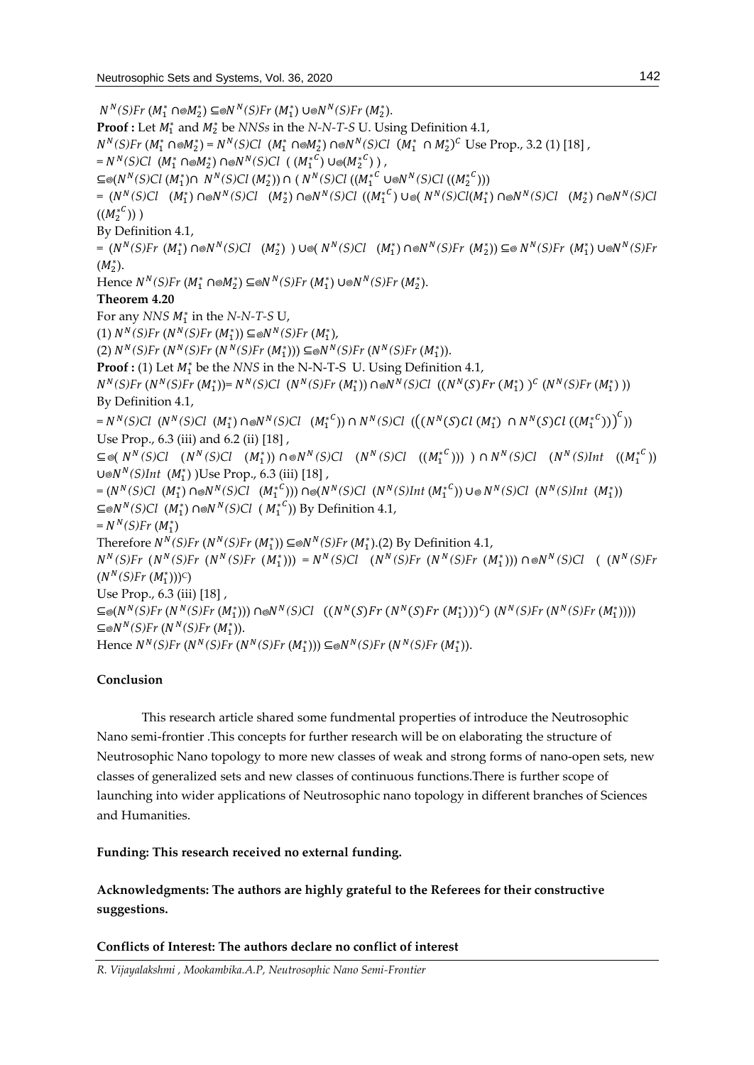$N^N(S)Fr\ (M_1^* \cap_{\circledcirc} M_2^*) \subseteq_{\circledcirc} N^N(S)Fr\ (M_1^*) \cup_{\circledcirc} N^N(S)Fr\ (M_2^*)$.

**Proof :** Let $M_1^*$ and $M_2^*$ be *NNSs* in the *N-N-T-S* U. Using Definition 4.1,

$N^N(S)Fr\ (M_1^* \cap_{\circledcirc} M_2^*) = N^N(S)Cl\ \ (M_1^* \cap_{\circledcirc} M_2^*) \cap_{\circledcirc} N^N(S)Cl\ \ (M_1^* \ \cap M_2^*)^C$ Use Prop., 3.2 (1) [18] ,

$= N^N(S)Cl\ \ (M_1^* \cap_{\circledcirc} M_2^*) \cap_{\circledcirc} N^N(S)Cl\ \ (\ ({M_1^*}^C) \cup_{\circledcirc} ({M_2^*}^C)\ )$ ,

$\subseteq_{\circledcirc} (N^N(S)Cl\ (M_1^*) \cap\ N^N(S)Cl\ (M_2^*)) \cap (\ N^N(S)Cl\ (({M_1^*}^C \cup_{\circledcirc} N^N(S)Cl\ (({M_2^*}^C)))$

$= (N^N(S)Cl\ \ \ (M_1^*) \cap_{\circledcirc} N^N(S)Cl\ \ \ (M_2^*) \cap_{\circledcirc} N^N(S)Cl\ (({M_1^*}^C) \cup_{\circledcirc} (\ N^N(S)Cl(M_1^*) \cap_{\circledcirc} N^N(S)Cl\ \ \ (M_2^*) \cap_{\circledcirc} N^N(S)Cl$ $(({M_2^*}^C))\ )$

By Definition 4.1,

$= (N^N(S)Fr\ (M_1^*) \cap_{\circledcirc} N^N(S)Cl\ \ \ (M_2^*)\ ) \cup_{\circledcirc} (\ N^N(S)Cl\ \ \ (M_1^*) \cap_{\circledcirc} N^N(S)Fr\ (M_2^*)) \subseteq_{\circledcirc} N^N(S)Fr\ (M_1^*) \cup_{\circledcirc} N^N(S)Fr$ $(M_2^*)$.

Hence $N^N(S)Fr\ (M_1^* \cap_{\circledcirc} M_2^*) \subseteq_{\circledcirc} N^N(S)Fr\ (M_1^*) \cup_{\circledcirc} N^N(S)Fr\ (M_2^*)$.

**Theorem 4.20**

For any *NNS* $M_1^*$ in the *N-N-T-S* U,

(1) $N^N(S)Fr\ (N^N(S)Fr\ (M_1^*)) \subseteq_{\circledcirc} N^N(S)Fr\ (M_1^*)$,

(2) $N^N(S)Fr\ (N^N(S)Fr\ (N^N(S)Fr\ (M_1^*))) \subseteq_{\circledcirc} N^N(S)Fr\ (N^N(S)Fr\ (M_1^*))$.

**Proof :** (1) Let $M_1^*$ be the *NNS* in the N-N-T-S U. Using Definition 4.1,

$N^N(S)Fr\ (N^N(S)Fr\ (M_1^*)) = N^N(S)Cl\ \ (N^N(S)Fr\ (M_1^*)) \cap_{\circledcirc} N^N(S)Cl\ \ ((N^N(S)Fr\ (M_1^*)\ )^C\ (N^N(S)Fr\ (M_1^*)\ ))$

By Definition 4.1,

$= N^N(S)Cl\ \ (N^N(S)Cl\ \ (M_1^*) \cap_{\circledcirc} N^N(S)Cl\ \ \ ({M_1^*}^C)) \cap N^N(S)Cl\ \ \left(\left((N^N(S)Cl\ (M_1^*)\ \cap N^N(S)Cl\ (({M_1^*}^C))\right)^C\right)$

Use Prop., 6.3 (iii) and 6.2 (ii) [18] ,

$\subseteq_{\circledcirc} (\ N^N(S)Cl\ \ \ (N^N(S)Cl\ \ \ (M_1^*)) \cap_{\circledcirc} N^N(S)Cl\ \ \ (N^N(S)Cl\ \ \ (({M_1^*}^C)))\ \ ) \cap N^N(S)Cl\ \ \ (N^N(S)Int\ \ \ (({M_1^*}^C))$ $\cup_{\circledcirc} N^N(S)Int\ \ (M_1^*)\ )$Use Prop., 6.3 (iii) [18] ,

$= (N^N(S)Cl\ \ (M_1^*) \cap_{\circledcirc} N^N(S)Cl\ \ \ ({M_1^*}^C))) \cap_{\circledcirc} (N^N(S)Cl\ \ (N^N(S)Int\ ({M_1^*}^C)) \cup_{\circledcirc} N^N(S)Cl\ \ (N^N(S)Int\ \ (M_1^*))$

$\subseteq_{\circledcirc} N^N(S)Cl\ \ (M_1^*) \cap_{\circledcirc} N^N(S)Cl\ \ (\ {M_1^*}^C))$ By Definition 4.1,

$= N^N(S)Fr\ (M_1^*)$

Therefore $N^N(S)Fr\ (N^N(S)Fr\ (M_1^*)) \subseteq_{\circledcirc} N^N(S)Fr\ (M_1^*)$.(2) By Definition 4.1,

$N^N(S)Fr\ \ (N^N(S)Fr\ \ (N^N(S)Fr\ \ (M_1^*)))\ = N^N(S)Cl\ \ \ (N^N(S)Fr\ \ (N^N(S)Fr\ \ (M_1^*))) \cap_{\circledcirc} N^N(S)Cl\ \ \ (\ \ (N^N(S)Fr$ $(N^N(S)Fr\ (M_1^*)))^C)$

Use Prop., 6.3 (iii) [18] ,

$\subseteq_{\circledcirc} (N^N(S)Fr\ (N^N(S)Fr\ (M_1^*))) \cap_{\circledcirc} N^N(S)Cl\ \ \ ((N^N(S)Fr\ (N^N(S)Fr\ (M_1^*)))^C)\ (N^N(S)Fr\ (N^N(S)Fr\ (M_1^*))))$

$\subseteq_{\circledcirc} N^N(S)Fr\ (N^N(S)Fr\ (M_1^*))$.

Hence $N^N(S)Fr\ (N^N(S)Fr\ (N^N(S)Fr\ (M_1^*))) \subseteq_{\circledcirc} N^N(S)Fr\ (N^N(S)Fr\ (M_1^*))$.

**Conclusion**

This research article shared some fundmental properties of introduce the Neutrosophic Nano semi-frontier .This concepts for further research will be on elaborating the structure of Neutrosophic Nano topology to more new classes of weak and strong forms of nano-open sets, new classes of generalized sets and new classes of continuous functions.There is further scope of launching into wider applications of Neutrosophic nano topology in different branches of Sciences and Humanities.

**Funding: This research received no external funding.**

**Acknowledgments: The authors are highly grateful to the Referees for their constructive suggestions.**

**Conflicts of Interest: The authors declare no conflict of interest**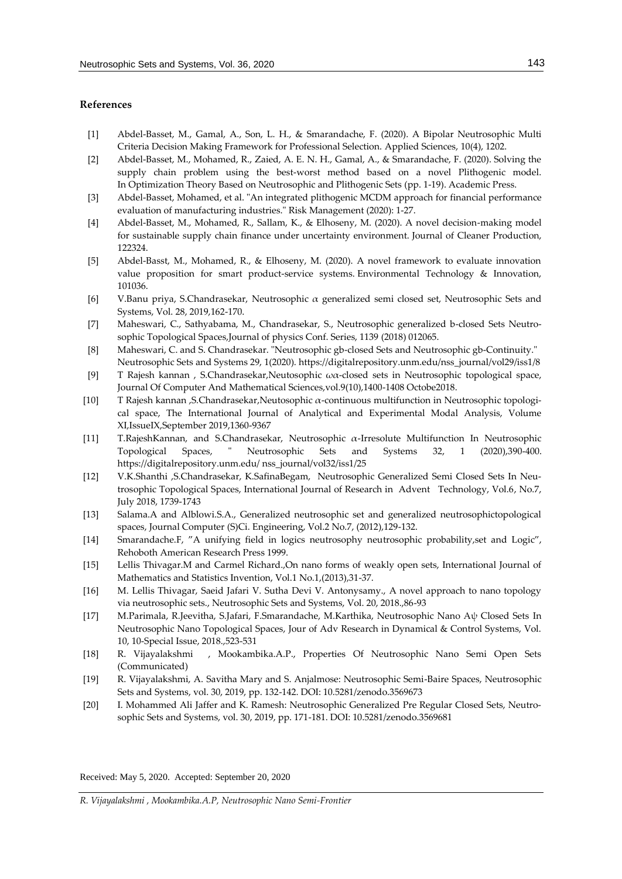## References

[1] Abdel-Basset, M., Gamal, A., Son, L. H., & Smarandache, F. (2020). A Bipolar Neutrosophic Multi Criteria Decision Making Framework for Professional Selection. Applied Sciences, 10(4), 1202.

[2] Abdel-Basset, M., Mohamed, R., Zaied, A. E. N. H., Gamal, A., & Smarandache, F. (2020). Solving the supply chain problem using the best-worst method based on a novel Plithogenic model. In Optimization Theory Based on Neutrosophic and Plithogenic Sets (pp. 1-19). Academic Press.

[3] Abdel-Basset, Mohamed, et al. "An integrated plithogenic MCDM approach for financial performance evaluation of manufacturing industries." Risk Management (2020): 1-27.

[4] Abdel-Basset, M., Mohamed, R., Sallam, K., & Elhoseny, M. (2020). A novel decision-making model for sustainable supply chain finance under uncertainty environment. Journal of Cleaner Production, 122324.

[5] Abdel-Basst, M., Mohamed, R., & Elhoseny, M. (2020). A novel framework to evaluate innovation value proposition for smart product-service systems. Environmental Technology & Innovation, 101036.

[6] V.Banu priya, S.Chandrasekar, Neutrosophic $\alpha$ generalized semi closed set, Neutrosophic Sets and Systems, Vol. 28, 2019,162-170.

[7] Maheswari, C., Sathyabama, M., Chandrasekar, S., Neutrosophic generalized b-closed Sets Neutrosophic Topological Spaces,Journal of physics Conf. Series, 1139 (2018) 012065.

[8] Maheswari, C. and S. Chandrasekar. "Neutrosophic gb-closed Sets and Neutrosophic gb-Continuity." Neutrosophic Sets and Systems 29, 1(2020). https://digitalrepository.unm.edu/nss_journal/vol29/iss1/8

[9] T Rajesh kannan , S.Chandrasekar,Neutosophic $\omega\alpha$-closed sets in Neutrosophic topological space, Journal Of Computer And Mathematical Sciences,vol.9(10),1400-1408 Octobe2018.

[10] T Rajesh kannan ,S.Chandrasekar,Neutosophic $\alpha$-continuous multifunction in Neutrosophic topological space, The International Journal of Analytical and Experimental Modal Analysis, Volume XI,IssueIX,September 2019,1360-9367

[11] T.RajeshKannan, and S.Chandrasekar, Neutrosophic $\alpha$-Irresolute Multifunction In Neutrosophic Topological Spaces, " Neutrosophic Sets and Systems 32, 1 (2020),390-400. https://digitalrepository.unm.edu/ nss_journal/vol32/iss1/25

[12] V.K.Shanthi ,S.Chandrasekar, K.SafinaBegam, Neutrosophic Generalized Semi Closed Sets In Neutrosophic Topological Spaces, International Journal of Research in Advent Technology, Vol.6, No.7, July 2018, 1739-1743

[13] Salama.A and Alblowi.S.A., Generalized neutrosophic set and generalized neutrosophictopological spaces, Journal Computer (S)Ci. Engineering, Vol.2 No.7, (2012),129-132.

[14] Smarandache.F, "A unifying field in logics neutrosophy neutrosophic probability,set and Logic", Rehoboth American Research Press 1999.

[15] Lellis Thivagar.M and Carmel Richard.,On nano forms of weakly open sets, International Journal of Mathematics and Statistics Invention, Vol.1 No.1,(2013),31-37.

[16] M. Lellis Thivagar, Saeid Jafari V. Sutha Devi V. Antonysamy., A novel approach to nano topology via neutrosophic sets., Neutrosophic Sets and Systems, Vol. 20, 2018.,86-93

[17] M.Parimala, R.Jeevitha, S.Jafari, F.Smarandache, M.Karthika, Neutrosophic Nano A$\psi$ Closed Sets In Neutrosophic Nano Topological Spaces, Jour of Adv Research in Dynamical & Control Systems, Vol. 10, 10-Special Issue, 2018.,523-531

[18] R. Vijayalakshmi , Mookambika.A.P., Properties Of Neutrosophic Nano Semi Open Sets (Communicated)

[19] R. Vijayalakshmi, A. Savitha Mary and S. Anjalmose: Neutrosophic Semi-Baire Spaces, Neutrosophic Sets and Systems, vol. 30, 2019, pp. 132-142. DOI: 10.5281/zenodo.3569673

[20] I. Mohammed Ali Jaffer and K. Ramesh: Neutrosophic Generalized Pre Regular Closed Sets, Neutrosophic Sets and Systems, vol. 30, 2019, pp. 171-181. DOI: 10.5281/zenodo.3569681

Received: May 5, 2020. Accepted: September 20, 2020